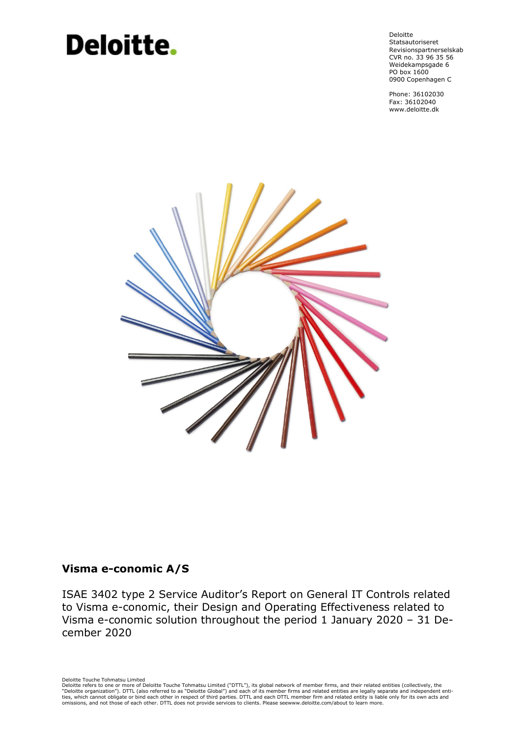# Deloitte.

Deloitte
Statsautoriseret
Revisionspartnerselskab
CVR no. 33 96 35 56
Weidekampsgade 6
PO box 1600
0900 Copenhagen C

Phone: 36102030
Fax: 36102040
www.deloitte.dk

## Visma e-conomic A/S

ISAE 3402 type 2 Service Auditor's Report on General IT Controls related to Visma e-conomic, their Design and Operating Effectiveness related to Visma e-conomic solution throughout the period 1 January 2020 – 31 December 2020

Deloitte Touche Tohmatsu Limited
Deloitte refers to one or more of Deloitte Touche Tohmatsu Limited ("DTTL"), its global network of member firms, and their related entities (collectively, the "Deloitte organization"). DTTL (also referred to as "Deloitte Global") and each of its member firms and related entities are legally separate and independent entities, which cannot obligate or bind each other in respect of third parties. DTTL and each DTTL member firm and related entity is liable only for its own acts and omissions, and not those of each other. DTTL does not provide services to clients. Please seewww.deloitte.com/about to learn more.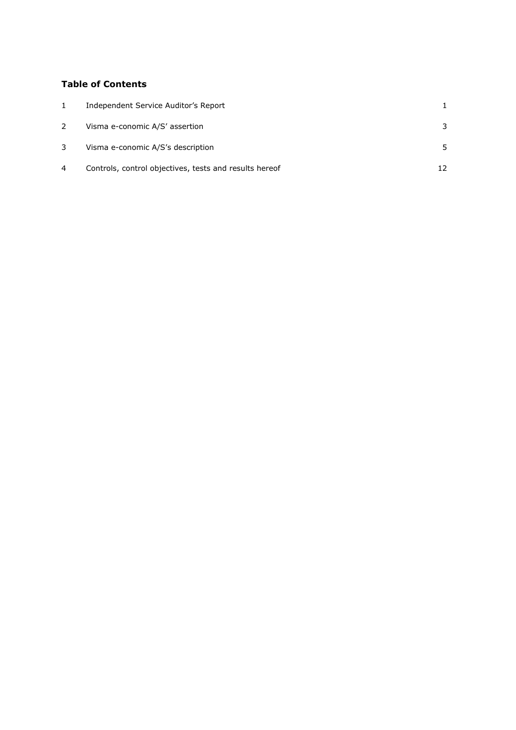## Table of Contents

| | | |
|---|---|---|
| 1 | Independent Service Auditor's Report | 1 |
| 2 | Visma e-conomic A/S' assertion | 3 |
| 3 | Visma e-conomic A/S's description | 5 |
| 4 | Controls, control objectives, tests and results hereof | 12 |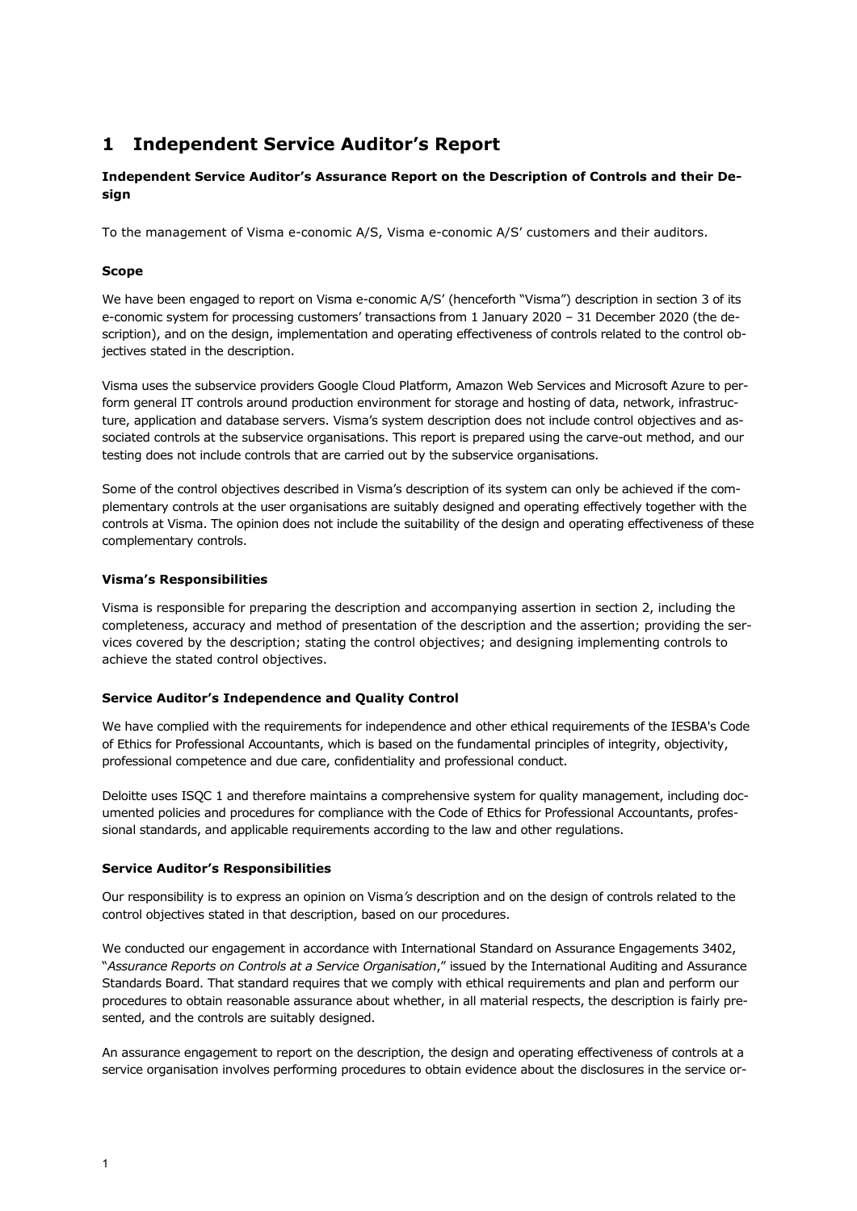# 1 Independent Service Auditor's Report

**Independent Service Auditor's Assurance Report on the Description of Controls and their Design**

To the management of Visma e-conomic A/S, Visma e-conomic A/S' customers and their auditors.

**Scope**

We have been engaged to report on Visma e-conomic A/S' (henceforth "Visma") description in section 3 of its e-conomic system for processing customers' transactions from 1 January 2020 – 31 December 2020 (the description), and on the design, implementation and operating effectiveness of controls related to the control objectives stated in the description.

Visma uses the subservice providers Google Cloud Platform, Amazon Web Services and Microsoft Azure to perform general IT controls around production environment for storage and hosting of data, network, infrastructure, application and database servers. Visma's system description does not include control objectives and associated controls at the subservice organisations. This report is prepared using the carve-out method, and our testing does not include controls that are carried out by the subservice organisations.

Some of the control objectives described in Visma's description of its system can only be achieved if the complementary controls at the user organisations are suitably designed and operating effectively together with the controls at Visma. The opinion does not include the suitability of the design and operating effectiveness of these complementary controls.

**Visma's Responsibilities**

Visma is responsible for preparing the description and accompanying assertion in section 2, including the completeness, accuracy and method of presentation of the description and the assertion; providing the services covered by the description; stating the control objectives; and designing implementing controls to achieve the stated control objectives.

**Service Auditor's Independence and Quality Control**

We have complied with the requirements for independence and other ethical requirements of the IESBA's Code of Ethics for Professional Accountants, which is based on the fundamental principles of integrity, objectivity, professional competence and due care, confidentiality and professional conduct.

Deloitte uses ISQC 1 and therefore maintains a comprehensive system for quality management, including documented policies and procedures for compliance with the Code of Ethics for Professional Accountants, professional standards, and applicable requirements according to the law and other regulations.

**Service Auditor's Responsibilities**

Our responsibility is to express an opinion on Visma*'s* description and on the design of controls related to the control objectives stated in that description, based on our procedures.

We conducted our engagement in accordance with International Standard on Assurance Engagements 3402, "*Assurance Reports on Controls at a Service Organisation*," issued by the International Auditing and Assurance Standards Board. That standard requires that we comply with ethical requirements and plan and perform our procedures to obtain reasonable assurance about whether, in all material respects, the description is fairly presented, and the controls are suitably designed.

An assurance engagement to report on the description, the design and operating effectiveness of controls at a service organisation involves performing procedures to obtain evidence about the disclosures in the service or-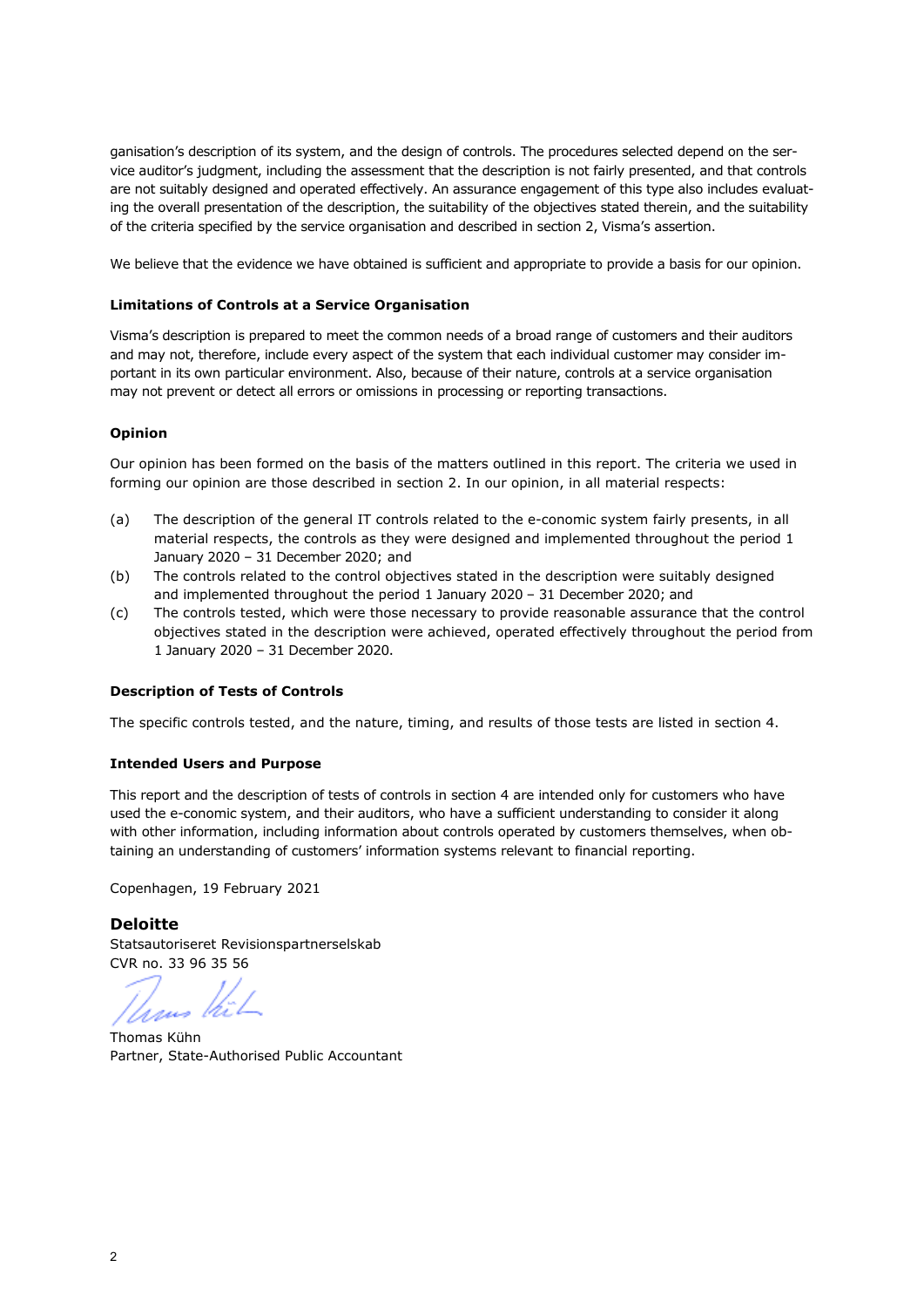ganisation's description of its system, and the design of controls. The procedures selected depend on the service auditor's judgment, including the assessment that the description is not fairly presented, and that controls are not suitably designed and operated effectively. An assurance engagement of this type also includes evaluating the overall presentation of the description, the suitability of the objectives stated therein, and the suitability of the criteria specified by the service organisation and described in section 2, Visma's assertion.

We believe that the evidence we have obtained is sufficient and appropriate to provide a basis for our opinion.

### Limitations of Controls at a Service Organisation

Visma's description is prepared to meet the common needs of a broad range of customers and their auditors and may not, therefore, include every aspect of the system that each individual customer may consider important in its own particular environment. Also, because of their nature, controls at a service organisation may not prevent or detect all errors or omissions in processing or reporting transactions.

### Opinion

Our opinion has been formed on the basis of the matters outlined in this report. The criteria we used in forming our opinion are those described in section 2. In our opinion, in all material respects:

(a) The description of the general IT controls related to the e-conomic system fairly presents, in all material respects, the controls as they were designed and implemented throughout the period 1 January 2020 – 31 December 2020; and

(b) The controls related to the control objectives stated in the description were suitably designed and implemented throughout the period 1 January 2020 – 31 December 2020; and

(c) The controls tested, which were those necessary to provide reasonable assurance that the control objectives stated in the description were achieved, operated effectively throughout the period from 1 January 2020 – 31 December 2020.

### Description of Tests of Controls

The specific controls tested, and the nature, timing, and results of those tests are listed in section 4.

### Intended Users and Purpose

This report and the description of tests of controls in section 4 are intended only for customers who have used the e-conomic system, and their auditors, who have a sufficient understanding to consider it along with other information, including information about controls operated by customers themselves, when obtaining an understanding of customers' information systems relevant to financial reporting.

Copenhagen, 19 February 2021

**Deloitte**
Statsautoriseret Revisionspartnerselskab
CVR no. 33 96 35 56

Thomas Kühn
Partner, State-Authorised Public Accountant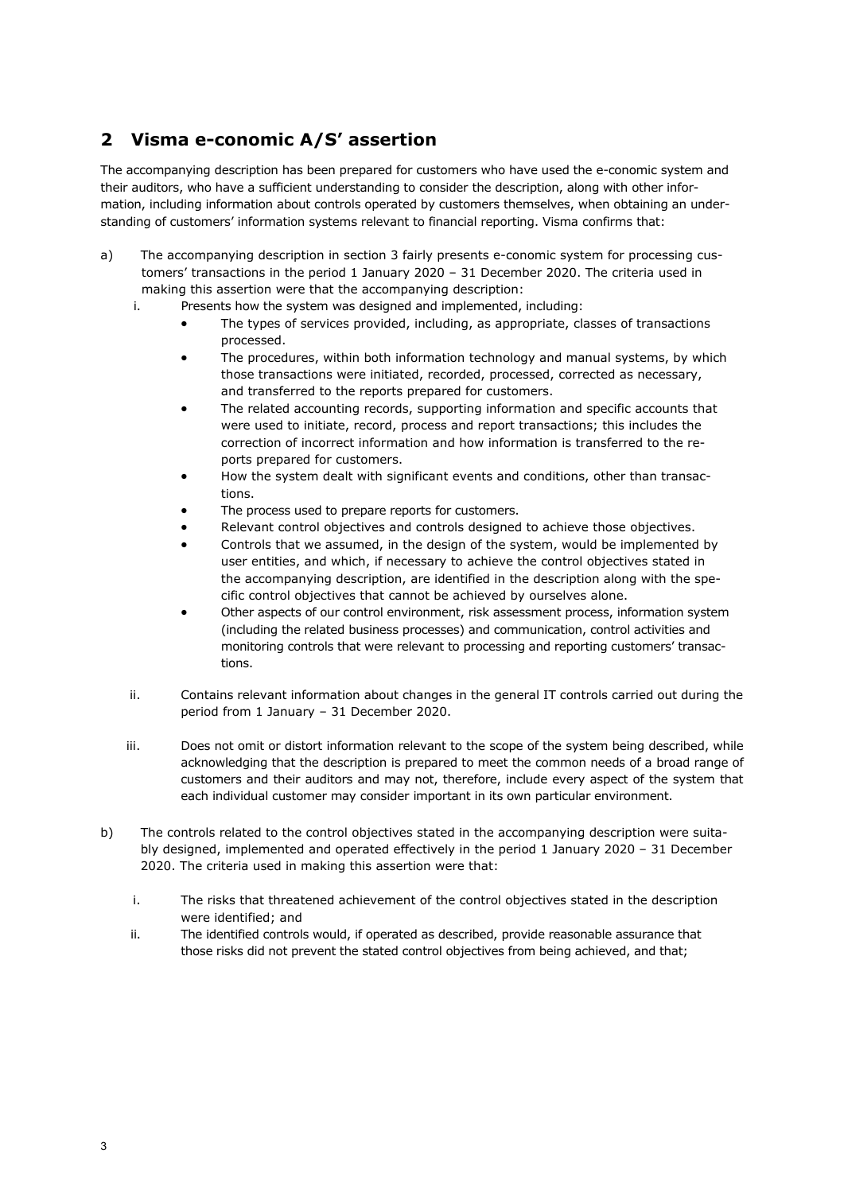## 2 Visma e-conomic A/S' assertion

The accompanying description has been prepared for customers who have used the e-conomic system and their auditors, who have a sufficient understanding to consider the description, along with other information, including information about controls operated by customers themselves, when obtaining an understanding of customers' information systems relevant to financial reporting. Visma confirms that:

a) The accompanying description in section 3 fairly presents e-conomic system for processing customers' transactions in the period 1 January 2020 – 31 December 2020. The criteria used in making this assertion were that the accompanying description:

   i. Presents how the system was designed and implemented, including:
      - The types of services provided, including, as appropriate, classes of transactions processed.
      - The procedures, within both information technology and manual systems, by which those transactions were initiated, recorded, processed, corrected as necessary, and transferred to the reports prepared for customers.
      - The related accounting records, supporting information and specific accounts that were used to initiate, record, process and report transactions; this includes the correction of incorrect information and how information is transferred to the reports prepared for customers.
      - How the system dealt with significant events and conditions, other than transactions.
      - The process used to prepare reports for customers.
      - Relevant control objectives and controls designed to achieve those objectives.
      - Controls that we assumed, in the design of the system, would be implemented by user entities, and which, if necessary to achieve the control objectives stated in the accompanying description, are identified in the description along with the specific control objectives that cannot be achieved by ourselves alone.
      - Other aspects of our control environment, risk assessment process, information system (including the related business processes) and communication, control activities and monitoring controls that were relevant to processing and reporting customers' transactions.

   ii. Contains relevant information about changes in the general IT controls carried out during the period from 1 January – 31 December 2020.

   iii. Does not omit or distort information relevant to the scope of the system being described, while acknowledging that the description is prepared to meet the common needs of a broad range of customers and their auditors and may not, therefore, include every aspect of the system that each individual customer may consider important in its own particular environment.

b) The controls related to the control objectives stated in the accompanying description were suitably designed, implemented and operated effectively in the period 1 January 2020 – 31 December 2020. The criteria used in making this assertion were that:

   i. The risks that threatened achievement of the control objectives stated in the description were identified; and
   ii. The identified controls would, if operated as described, provide reasonable assurance that those risks did not prevent the stated control objectives from being achieved, and that;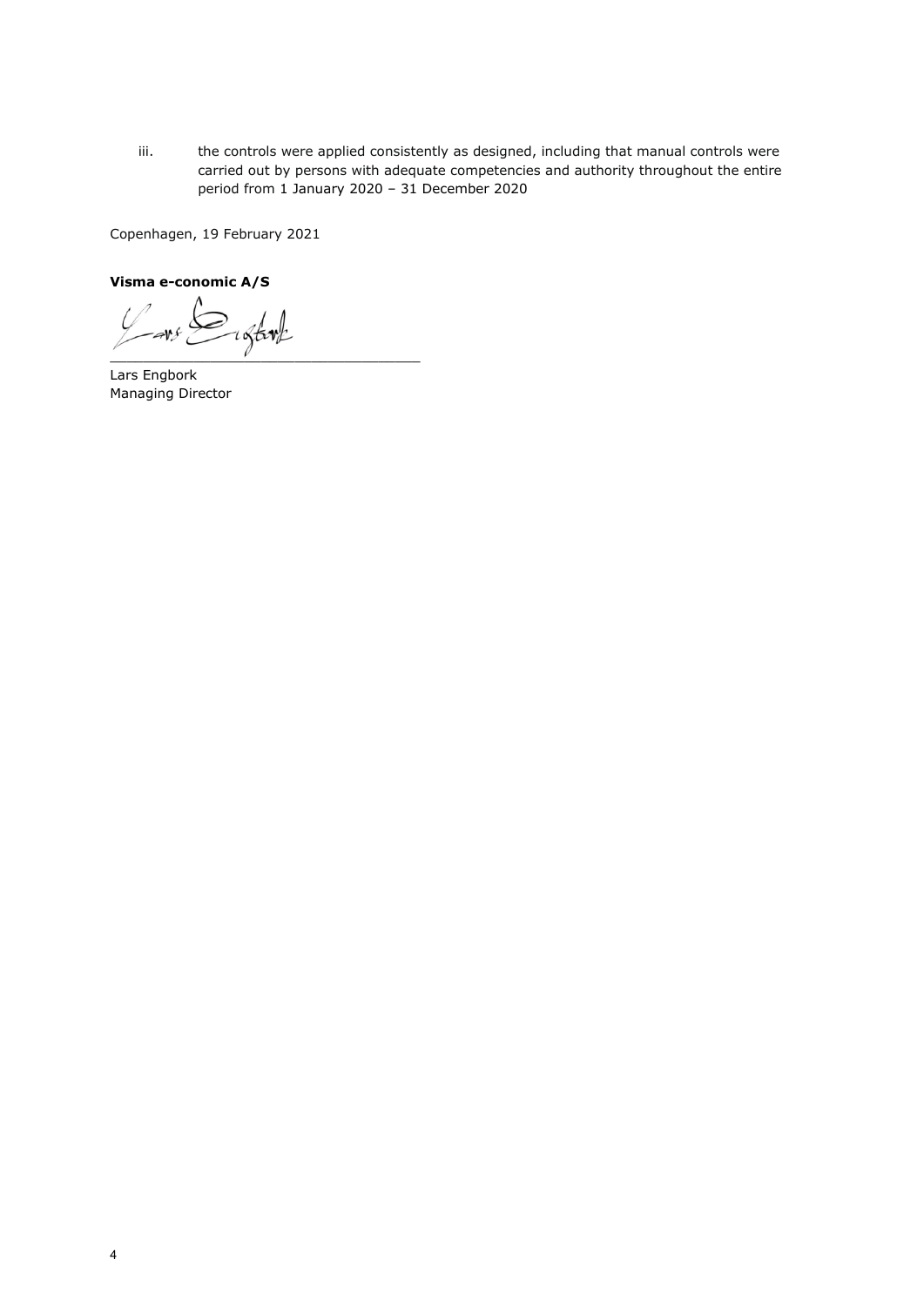iii. the controls were applied consistently as designed, including that manual controls were carried out by persons with adequate competencies and authority throughout the entire period from 1 January 2020 – 31 December 2020

Copenhagen, 19 February 2021

**Visma e-conomic A/S**

\_\_\_\_\_\_\_\_\_\_\_\_\_\_\_\_\_\_\_\_\_\_\_\_\_\_\_\_\_\_\_\_\_\_\_\_

Lars Engbork
Managing Director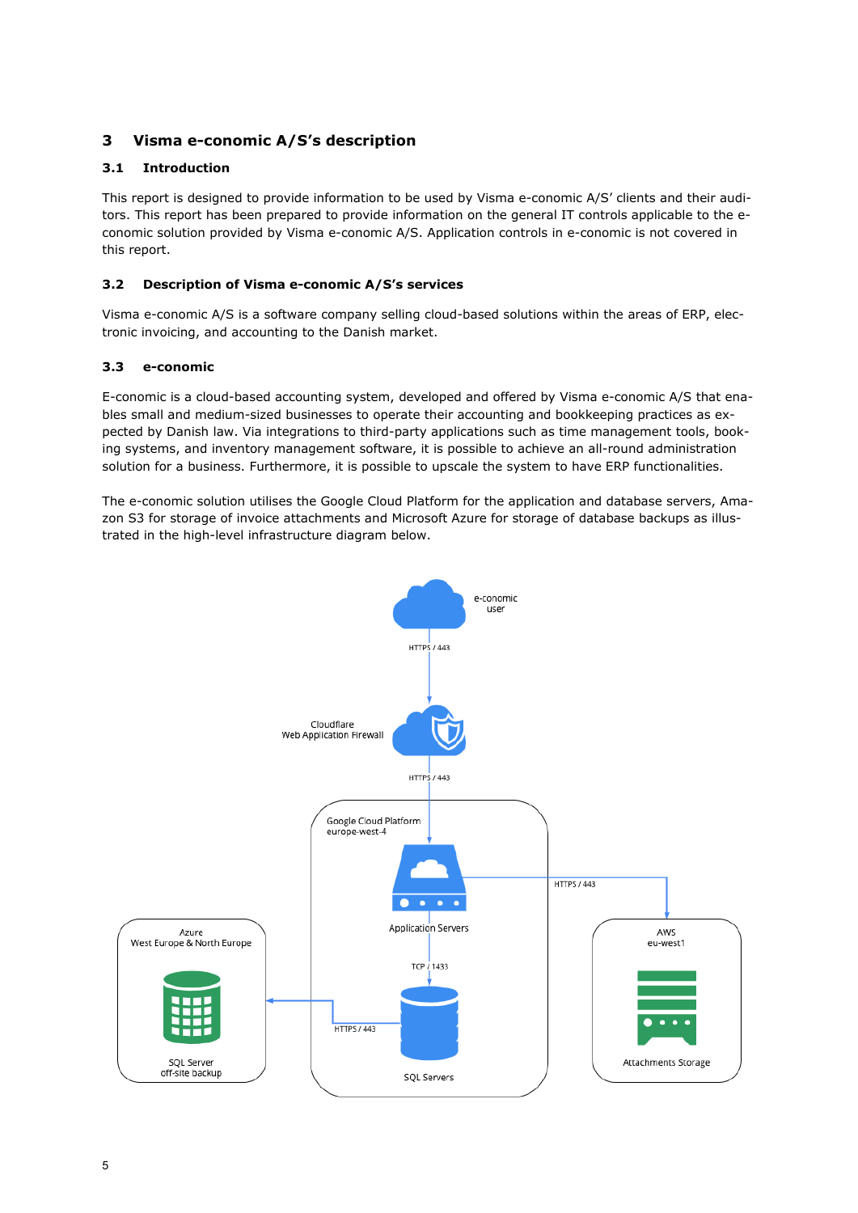# 3 Visma e-conomic A/S's description

## 3.1 Introduction

This report is designed to provide information to be used by Visma e-conomic A/S' clients and their auditors. This report has been prepared to provide information on the general IT controls applicable to the e-conomic solution provided by Visma e-conomic A/S. Application controls in e-conomic is not covered in this report.

## 3.2 Description of Visma e-conomic A/S's services

Visma e-conomic A/S is a software company selling cloud-based solutions within the areas of ERP, electronic invoicing, and accounting to the Danish market.

## 3.3 e-conomic

E-conomic is a cloud-based accounting system, developed and offered by Visma e-conomic A/S that enables small and medium-sized businesses to operate their accounting and bookkeeping practices as expected by Danish law. Via integrations to third-party applications such as time management tools, booking systems, and inventory management software, it is possible to achieve an all-round administration solution for a business. Furthermore, it is possible to upscale the system to have ERP functionalities.

The e-conomic solution utilises the Google Cloud Platform for the application and database servers, Amazon S3 for storage of invoice attachments and Microsoft Azure for storage of database backups as illustrated in the high-level infrastructure diagram below.

e-conomic user

HTTPS / 443

Cloudflare Web Application Firewall

HTTPS / 443

Google Cloud Platform europe-west-4

Application Servers

HTTPS / 443

AWS eu-west1

Attachments Storage

TCP / 1433

SQL Servers

HTTPS / 443

Azure West Europe & North Europe

SQL Server off-site backup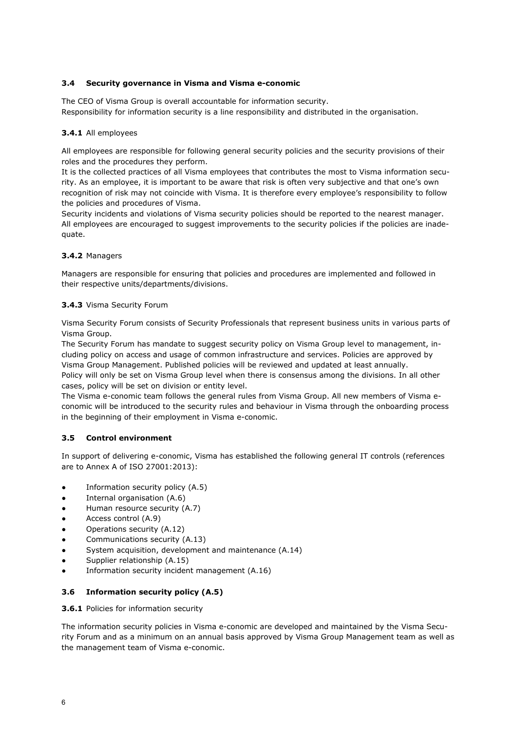### 3.4 Security governance in Visma and Visma e-conomic

The CEO of Visma Group is overall accountable for information security.
Responsibility for information security is a line responsibility and distributed in the organisation.

#### 3.4.1 All employees

All employees are responsible for following general security policies and the security provisions of their roles and the procedures they perform.

It is the collected practices of all Visma employees that contributes the most to Visma information security. As an employee, it is important to be aware that risk is often very subjective and that one's own recognition of risk may not coincide with Visma. It is therefore every employee's responsibility to follow the policies and procedures of Visma.

Security incidents and violations of Visma security policies should be reported to the nearest manager. All employees are encouraged to suggest improvements to the security policies if the policies are inadequate.

#### 3.4.2 Managers

Managers are responsible for ensuring that policies and procedures are implemented and followed in their respective units/departments/divisions.

#### 3.4.3 Visma Security Forum

Visma Security Forum consists of Security Professionals that represent business units in various parts of Visma Group.

The Security Forum has mandate to suggest security policy on Visma Group level to management, including policy on access and usage of common infrastructure and services. Policies are approved by Visma Group Management. Published policies will be reviewed and updated at least annually.

Policy will only be set on Visma Group level when there is consensus among the divisions. In all other cases, policy will be set on division or entity level.

The Visma e-conomic team follows the general rules from Visma Group. All new members of Visma e-conomic will be introduced to the security rules and behaviour in Visma through the onboarding process in the beginning of their employment in Visma e-conomic.

### 3.5 Control environment

In support of delivering e-conomic, Visma has established the following general IT controls (references are to Annex A of ISO 27001:2013):

- Information security policy (A.5)
- Internal organisation (A.6)
- Human resource security (A.7)
- Access control (A.9)
- Operations security (A.12)
- Communications security (A.13)
- System acquisition, development and maintenance (A.14)
- Supplier relationship (A.15)
- Information security incident management (A.16)

### 3.6 Information security policy (A.5)

#### 3.6.1 Policies for information security

The information security policies in Visma e-conomic are developed and maintained by the Visma Security Forum and as a minimum on an annual basis approved by Visma Group Management team as well as the management team of Visma e-conomic.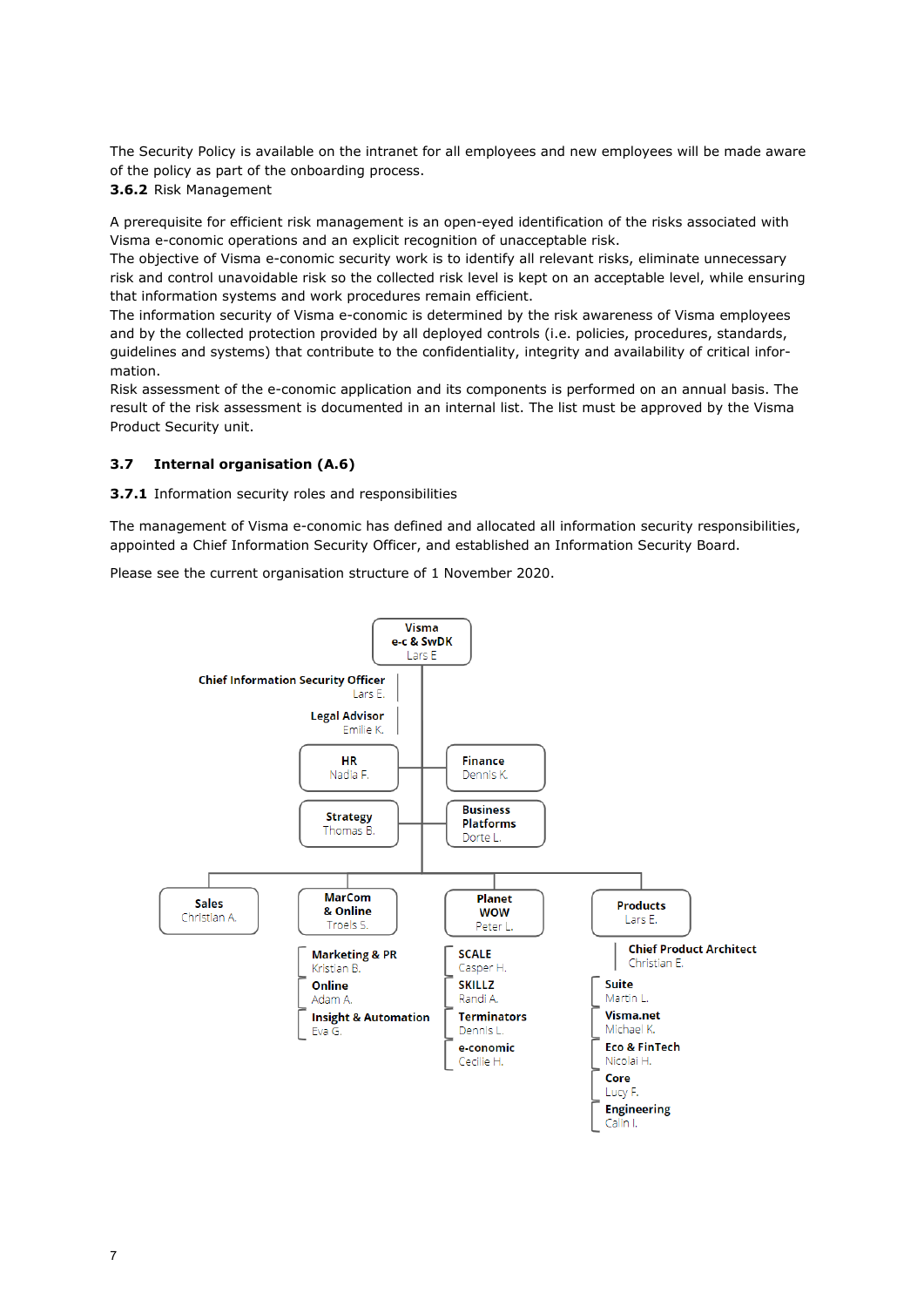The Security Policy is available on the intranet for all employees and new employees will be made aware of the policy as part of the onboarding process.

**3.6.2** Risk Management

A prerequisite for efficient risk management is an open-eyed identification of the risks associated with Visma e-conomic operations and an explicit recognition of unacceptable risk.

The objective of Visma e-conomic security work is to identify all relevant risks, eliminate unnecessary risk and control unavoidable risk so the collected risk level is kept on an acceptable level, while ensuring that information systems and work procedures remain efficient.

The information security of Visma e-conomic is determined by the risk awareness of Visma employees and by the collected protection provided by all deployed controls (i.e. policies, procedures, standards, guidelines and systems) that contribute to the confidentiality, integrity and availability of critical information.

Risk assessment of the e-conomic application and its components is performed on an annual basis. The result of the risk assessment is documented in an internal list. The list must be approved by the Visma Product Security unit.

## 3.7 Internal organisation (A.6)

**3.7.1** Information security roles and responsibilities

The management of Visma e-conomic has defined and allocated all information security responsibilities, appointed a Chief Information Security Officer, and established an Information Security Board.

Please see the current organisation structure of 1 November 2020.

- **Visma e-c & SwDK** – Lars E
  - **Chief Information Security Officer** – Lars E.
  - **Legal Advisor** – Emilie K.
  - **HR** – Nadia F.
  - **Finance** – Dennis K.
  - **Strategy** – Thomas B.
  - **Business Platforms** – Dorte L.
  - **Sales** – Christian A.
  - **MarCom & Online** – Troels S.
    - **Marketing & PR** – Kristian B.
    - **Online** – Adam A.
    - **Insight & Automation** – Eva G.
  - **Planet WOW** – Peter L.
    - **SCALE** – Casper H.
    - **SKILLZ** – Randi A.
    - **Terminators** – Dennis L.
    - **e-conomic** – Cecilie H.
  - **Products** – Lars E.
    - **Chief Product Architect** – Christian E.
    - **Suite** – Martin L.
    - **Visma.net** – Michael K.
    - **Eco & FinTech** – Nicolai H.
    - **Core** – Lucy F.
    - **Engineering** – Calin I.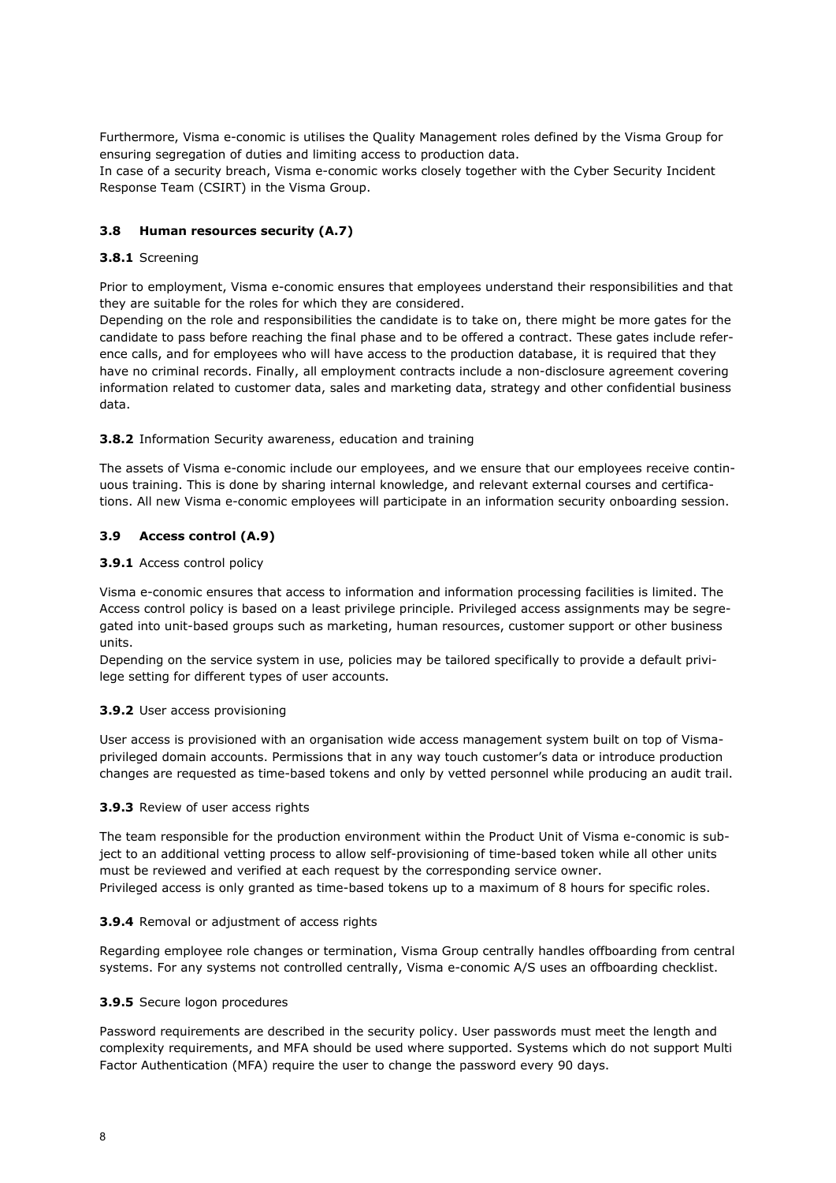Furthermore, Visma e-conomic is utilises the Quality Management roles defined by the Visma Group for ensuring segregation of duties and limiting access to production data.
In case of a security breach, Visma e-conomic works closely together with the Cyber Security Incident Response Team (CSIRT) in the Visma Group.

### 3.8 Human resources security (A.7)

#### 3.8.1 Screening

Prior to employment, Visma e-conomic ensures that employees understand their responsibilities and that they are suitable for the roles for which they are considered.
Depending on the role and responsibilities the candidate is to take on, there might be more gates for the candidate to pass before reaching the final phase and to be offered a contract. These gates include reference calls, and for employees who will have access to the production database, it is required that they have no criminal records. Finally, all employment contracts include a non-disclosure agreement covering information related to customer data, sales and marketing data, strategy and other confidential business data.

#### 3.8.2 Information Security awareness, education and training

The assets of Visma e-conomic include our employees, and we ensure that our employees receive continuous training. This is done by sharing internal knowledge, and relevant external courses and certifications. All new Visma e-conomic employees will participate in an information security onboarding session.

### 3.9 Access control (A.9)

#### 3.9.1 Access control policy

Visma e-conomic ensures that access to information and information processing facilities is limited. The Access control policy is based on a least privilege principle. Privileged access assignments may be segregated into unit-based groups such as marketing, human resources, customer support or other business units.
Depending on the service system in use, policies may be tailored specifically to provide a default privilege setting for different types of user accounts.

#### 3.9.2 User access provisioning

User access is provisioned with an organisation wide access management system built on top of Visma-privileged domain accounts. Permissions that in any way touch customer's data or introduce production changes are requested as time-based tokens and only by vetted personnel while producing an audit trail.

#### 3.9.3 Review of user access rights

The team responsible for the production environment within the Product Unit of Visma e-conomic is subject to an additional vetting process to allow self-provisioning of time-based token while all other units must be reviewed and verified at each request by the corresponding service owner.
Privileged access is only granted as time-based tokens up to a maximum of 8 hours for specific roles.

#### 3.9.4 Removal or adjustment of access rights

Regarding employee role changes or termination, Visma Group centrally handles offboarding from central systems. For any systems not controlled centrally, Visma e-conomic A/S uses an offboarding checklist.

#### 3.9.5 Secure logon procedures

Password requirements are described in the security policy. User passwords must meet the length and complexity requirements, and MFA should be used where supported. Systems which do not support Multi Factor Authentication (MFA) require the user to change the password every 90 days.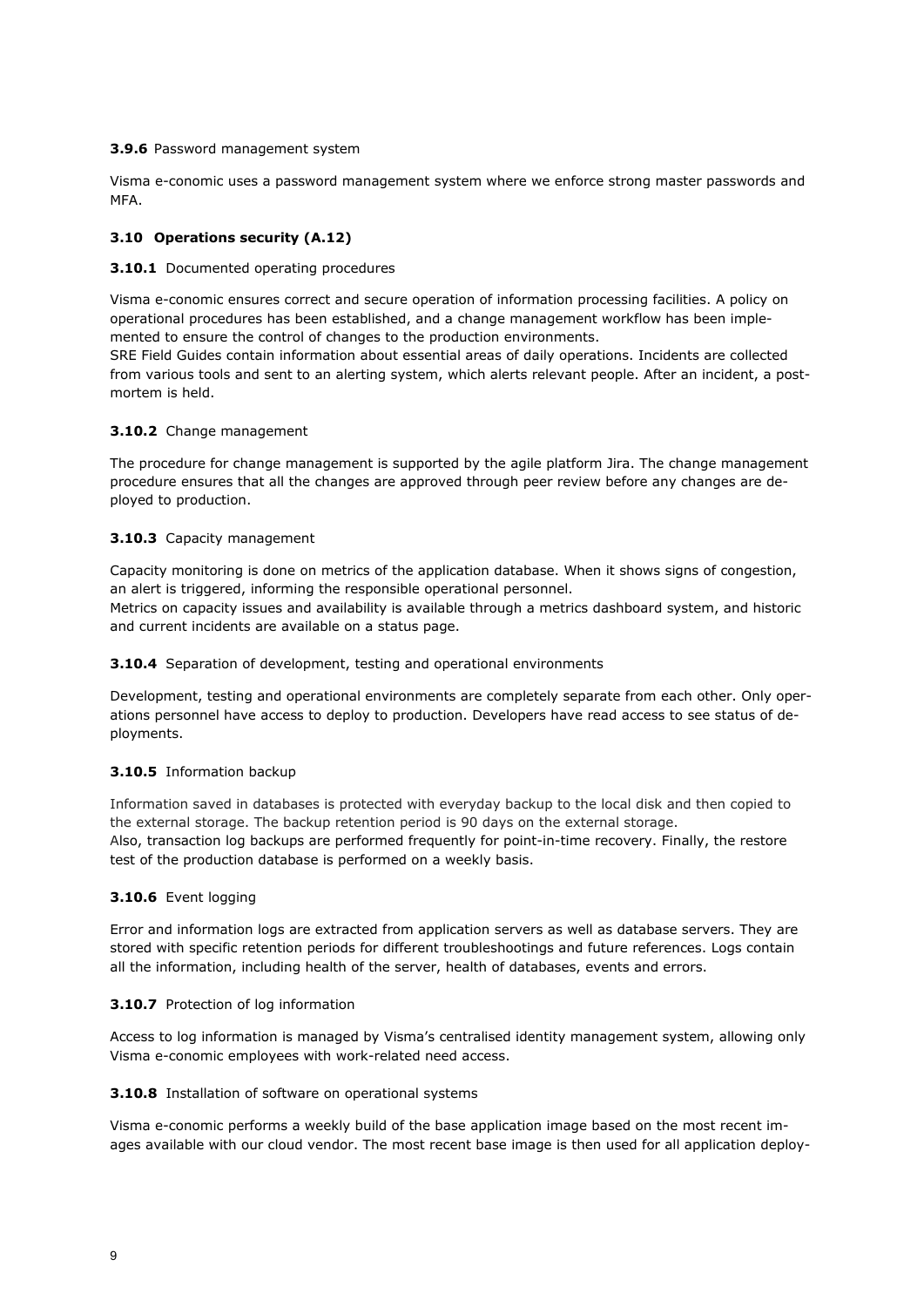**3.9.6** Password management system

Visma e-conomic uses a password management system where we enforce strong master passwords and MFA.

### 3.10 Operations security (A.12)

**3.10.1** Documented operating procedures

Visma e-conomic ensures correct and secure operation of information processing facilities. A policy on operational procedures has been established, and a change management workflow has been implemented to ensure the control of changes to the production environments.
SRE Field Guides contain information about essential areas of daily operations. Incidents are collected from various tools and sent to an alerting system, which alerts relevant people. After an incident, a post-mortem is held.

**3.10.2** Change management

The procedure for change management is supported by the agile platform Jira. The change management procedure ensures that all the changes are approved through peer review before any changes are deployed to production.

**3.10.3** Capacity management

Capacity monitoring is done on metrics of the application database. When it shows signs of congestion, an alert is triggered, informing the responsible operational personnel.
Metrics on capacity issues and availability is available through a metrics dashboard system, and historic and current incidents are available on a status page.

**3.10.4** Separation of development, testing and operational environments

Development, testing and operational environments are completely separate from each other. Only operations personnel have access to deploy to production. Developers have read access to see status of deployments.

**3.10.5** Information backup

Information saved in databases is protected with everyday backup to the local disk and then copied to the external storage. The backup retention period is 90 days on the external storage.
Also, transaction log backups are performed frequently for point-in-time recovery. Finally, the restore test of the production database is performed on a weekly basis.

**3.10.6** Event logging

Error and information logs are extracted from application servers as well as database servers. They are stored with specific retention periods for different troubleshootings and future references. Logs contain all the information, including health of the server, health of databases, events and errors.

**3.10.7** Protection of log information

Access to log information is managed by Visma's centralised identity management system, allowing only Visma e-conomic employees with work-related need access.

**3.10.8** Installation of software on operational systems

Visma e-conomic performs a weekly build of the base application image based on the most recent images available with our cloud vendor. The most recent base image is then used for all application deploy-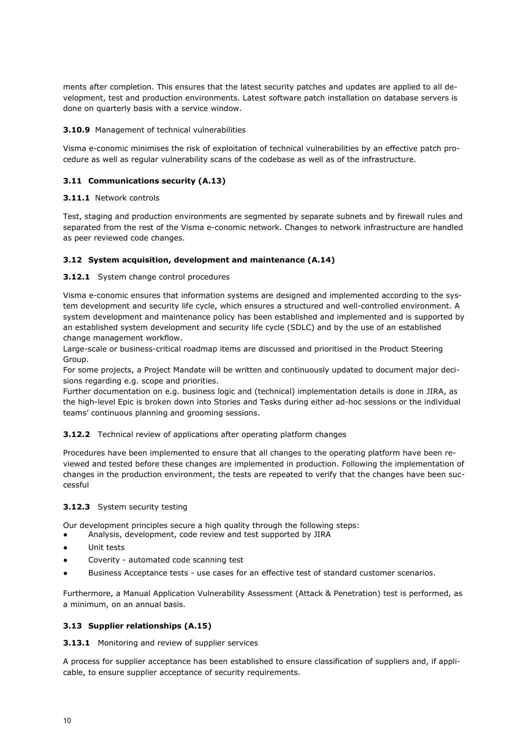ments after completion. This ensures that the latest security patches and updates are applied to all development, test and production environments. Latest software patch installation on database servers is done on quarterly basis with a service window.

**3.10.9** Management of technical vulnerabilities

Visma e-conomic minimises the risk of exploitation of technical vulnerabilities by an effective patch procedure as well as regular vulnerability scans of the codebase as well as of the infrastructure.

### 3.11 Communications security (A.13)

**3.11.1** Network controls

Test, staging and production environments are segmented by separate subnets and by firewall rules and separated from the rest of the Visma e-conomic network. Changes to network infrastructure are handled as peer reviewed code changes.

### 3.12 System acquisition, development and maintenance (A.14)

**3.12.1** System change control procedures

Visma e-conomic ensures that information systems are designed and implemented according to the system development and security life cycle, which ensures a structured and well-controlled environment. A system development and maintenance policy has been established and implemented and is supported by an established system development and security life cycle (SDLC) and by the use of an established change management workflow.
Large-scale or business-critical roadmap items are discussed and prioritised in the Product Steering Group.
For some projects, a Project Mandate will be written and continuously updated to document major decisions regarding e.g. scope and priorities.
Further documentation on e.g. business logic and (technical) implementation details is done in JIRA, as the high-level Epic is broken down into Stories and Tasks during either ad-hoc sessions or the individual teams' continuous planning and grooming sessions.

**3.12.2** Technical review of applications after operating platform changes

Procedures have been implemented to ensure that all changes to the operating platform have been reviewed and tested before these changes are implemented in production. Following the implementation of changes in the production environment, the tests are repeated to verify that the changes have been successful

**3.12.3** System security testing

Our development principles secure a high quality through the following steps:

- Analysis, development, code review and test supported by JIRA
- Unit tests
- Coverity - automated code scanning test
- Business Acceptance tests - use cases for an effective test of standard customer scenarios.

Furthermore, a Manual Application Vulnerability Assessment (Attack & Penetration) test is performed, as a minimum, on an annual basis.

### 3.13 Supplier relationships (A.15)

**3.13.1** Monitoring and review of supplier services

A process for supplier acceptance has been established to ensure classification of suppliers and, if applicable, to ensure supplier acceptance of security requirements.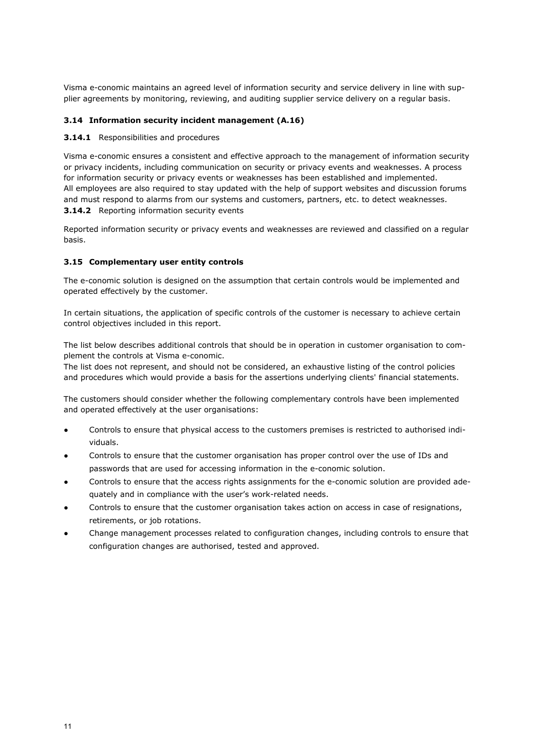Visma e-conomic maintains an agreed level of information security and service delivery in line with supplier agreements by monitoring, reviewing, and auditing supplier service delivery on a regular basis.

### 3.14 Information security incident management (A.16)

#### 3.14.1 Responsibilities and procedures

Visma e-conomic ensures a consistent and effective approach to the management of information security or privacy incidents, including communication on security or privacy events and weaknesses. A process for information security or privacy events or weaknesses has been established and implemented. All employees are also required to stay updated with the help of support websites and discussion forums and must respond to alarms from our systems and customers, partners, etc. to detect weaknesses.

#### 3.14.2 Reporting information security events

Reported information security or privacy events and weaknesses are reviewed and classified on a regular basis.

### 3.15 Complementary user entity controls

The e-conomic solution is designed on the assumption that certain controls would be implemented and operated effectively by the customer.

In certain situations, the application of specific controls of the customer is necessary to achieve certain control objectives included in this report.

The list below describes additional controls that should be in operation in customer organisation to complement the controls at Visma e-conomic.
The list does not represent, and should not be considered, an exhaustive listing of the control policies and procedures which would provide a basis for the assertions underlying clients' financial statements.

The customers should consider whether the following complementary controls have been implemented and operated effectively at the user organisations:

- Controls to ensure that physical access to the customers premises is restricted to authorised individuals.
- Controls to ensure that the customer organisation has proper control over the use of IDs and passwords that are used for accessing information in the e-conomic solution.
- Controls to ensure that the access rights assignments for the e-conomic solution are provided adequately and in compliance with the user's work-related needs.
- Controls to ensure that the customer organisation takes action on access in case of resignations, retirements, or job rotations.
- Change management processes related to configuration changes, including controls to ensure that configuration changes are authorised, tested and approved.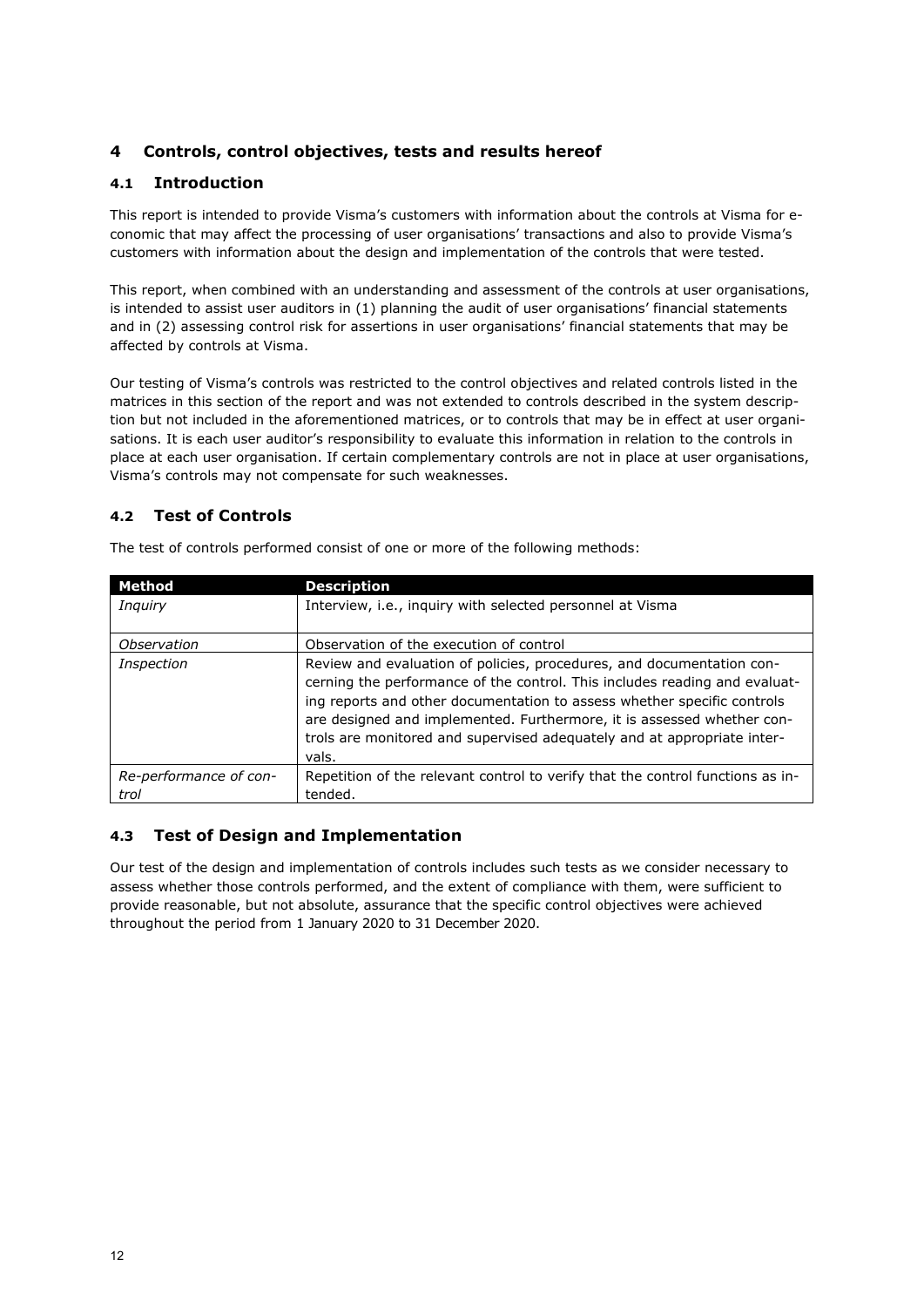# 4 Controls, control objectives, tests and results hereof

## 4.1 Introduction

This report is intended to provide Visma's customers with information about the controls at Visma for e-conomic that may affect the processing of user organisations' transactions and also to provide Visma's customers with information about the design and implementation of the controls that were tested.

This report, when combined with an understanding and assessment of the controls at user organisations, is intended to assist user auditors in (1) planning the audit of user organisations' financial statements and in (2) assessing control risk for assertions in user organisations' financial statements that may be affected by controls at Visma.

Our testing of Visma's controls was restricted to the control objectives and related controls listed in the matrices in this section of the report and was not extended to controls described in the system description but not included in the aforementioned matrices, or to controls that may be in effect at user organisations. It is each user auditor's responsibility to evaluate this information in relation to the controls in place at each user organisation. If certain complementary controls are not in place at user organisations, Visma's controls may not compensate for such weaknesses.

## 4.2 Test of Controls

The test of controls performed consist of one or more of the following methods:

| Method | Description |
|---|---|
| *Inquiry* | Interview, i.e., inquiry with selected personnel at Visma |
| *Observation* | Observation of the execution of control |
| *Inspection* | Review and evaluation of policies, procedures, and documentation concerning the performance of the control. This includes reading and evaluating reports and other documentation to assess whether specific controls are designed and implemented. Furthermore, it is assessed whether controls are monitored and supervised adequately and at appropriate intervals. |
| *Re-performance of control* | Repetition of the relevant control to verify that the control functions as intended. |

## 4.3 Test of Design and Implementation

Our test of the design and implementation of controls includes such tests as we consider necessary to assess whether those controls performed, and the extent of compliance with them, were sufficient to provide reasonable, but not absolute, assurance that the specific control objectives were achieved throughout the period from 1 January 2020 to 31 December 2020.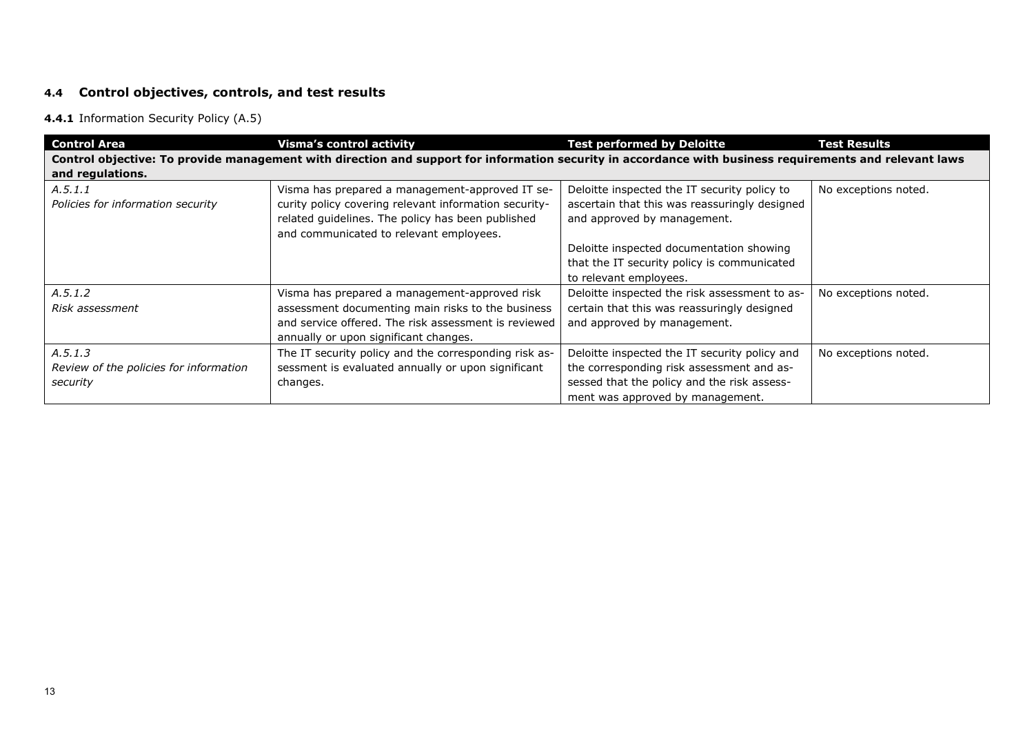## 4.4 Control objectives, controls, and test results

**4.4.1** Information Security Policy (A.5)

| Control Area | Visma's control activity | Test performed by Deloitte | Test Results |
|---|---|---|---|
| **Control objective: To provide management with direction and support for information security in accordance with business requirements and relevant laws and regulations.** | | | |
| *A.5.1.1*<br>*Policies for information security* | Visma has prepared a management-approved IT security policy covering relevant information security-related guidelines. The policy has been published and communicated to relevant employees. | Deloitte inspected the IT security policy to ascertain that this was reassuringly designed and approved by management.<br><br>Deloitte inspected documentation showing that the IT security policy is communicated to relevant employees. | No exceptions noted. |
| *A.5.1.2*<br>*Risk assessment* | Visma has prepared a management-approved risk assessment documenting main risks to the business and service offered. The risk assessment is reviewed annually or upon significant changes. | Deloitte inspected the risk assessment to ascertain that this was reassuringly designed and approved by management. | No exceptions noted. |
| *A.5.1.3*<br>*Review of the policies for information security* | The IT security policy and the corresponding risk assessment is evaluated annually or upon significant changes. | Deloitte inspected the IT security policy and the corresponding risk assessment and assessed that the policy and the risk assessment was approved by management. | No exceptions noted. |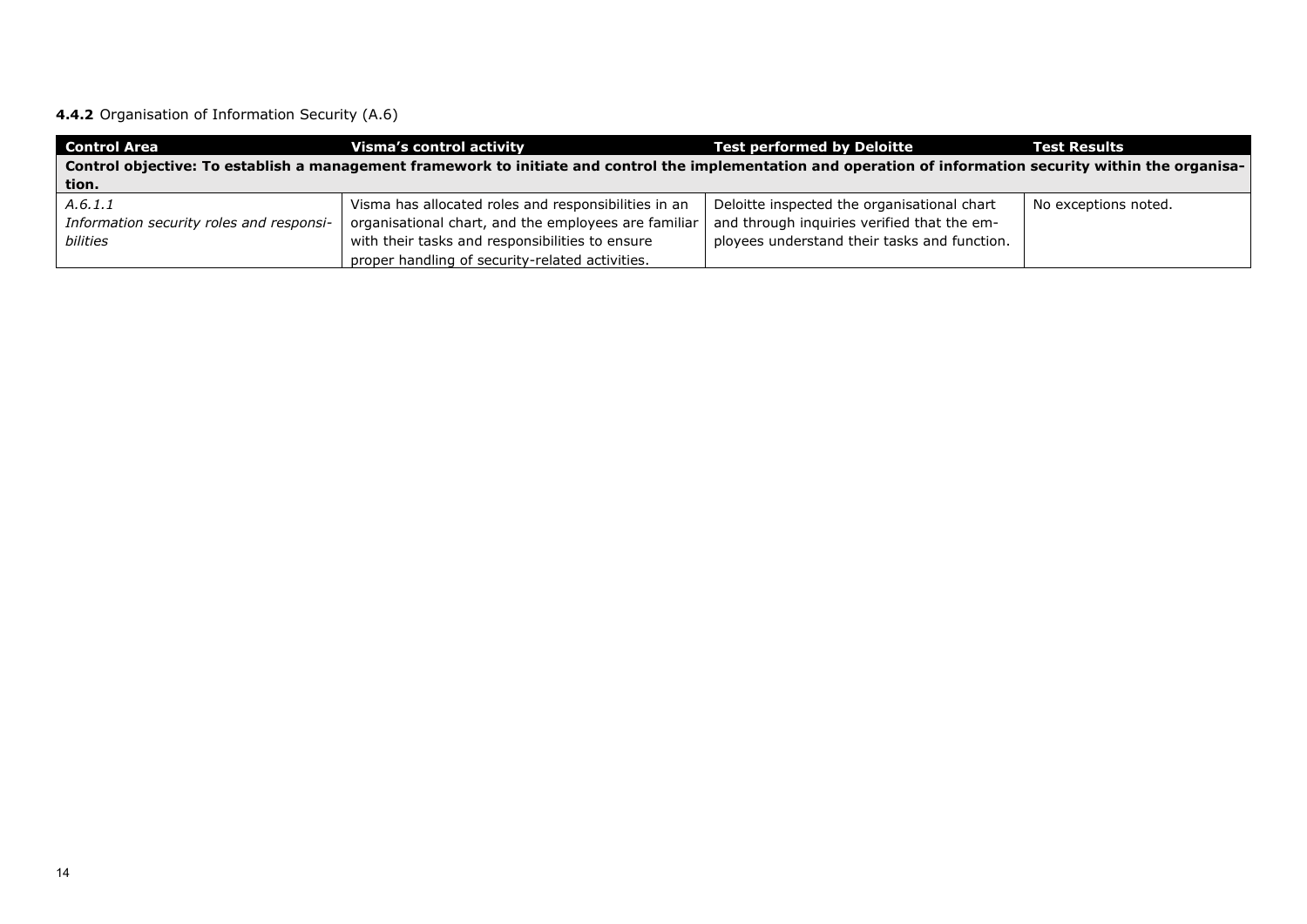**4.4.2** Organisation of Information Security (A.6)

| Control Area | Visma's control activity | Test performed by Deloitte | Test Results |
|---|---|---|---|
| **Control objective: To establish a management framework to initiate and control the implementation and operation of information security within the organisation.** | | | |
| *A.6.1.1*<br>*Information security roles and responsibilities* | Visma has allocated roles and responsibilities in an organisational chart, and the employees are familiar with their tasks and responsibilities to ensure proper handling of security-related activities. | Deloitte inspected the organisational chart and through inquiries verified that the employees understand their tasks and function. | No exceptions noted. |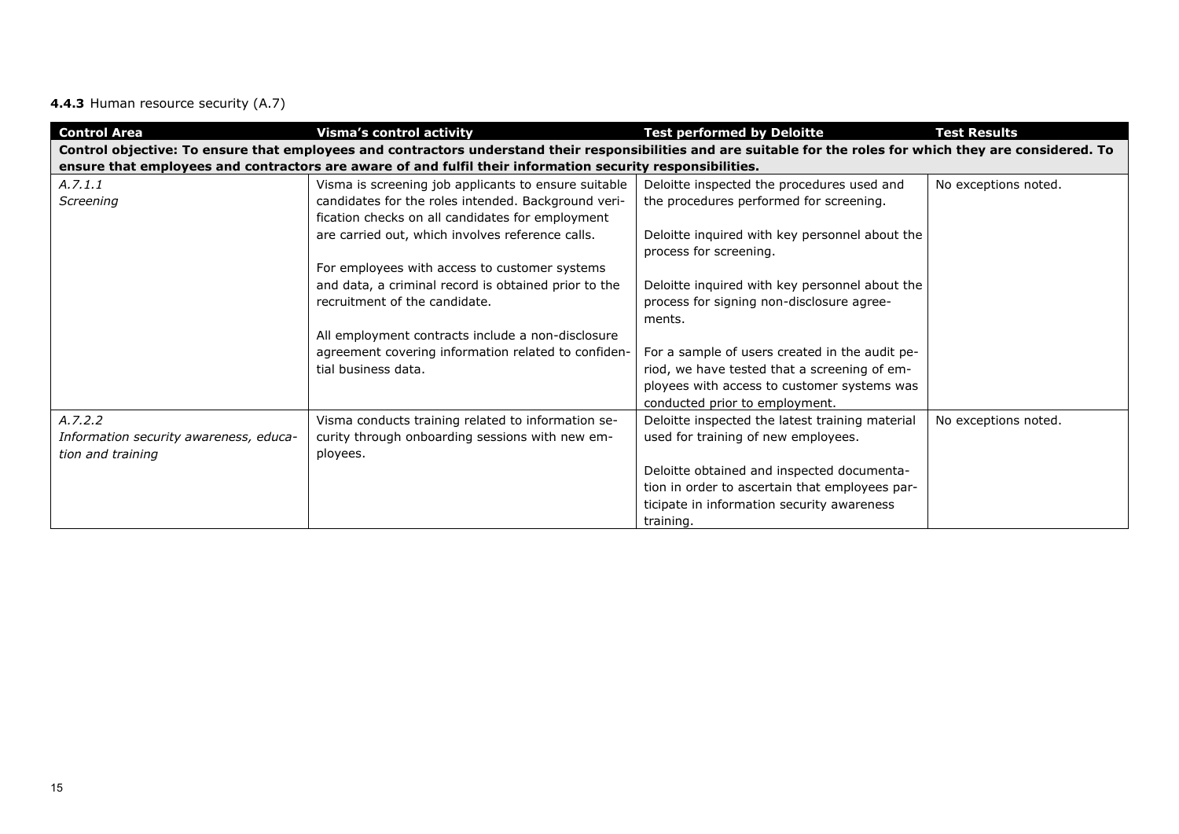**4.4.3** Human resource security (A.7)

| Control Area | Visma's control activity | Test performed by Deloitte | Test Results |
|---|---|---|---|
| **Control objective: To ensure that employees and contractors understand their responsibilities and are suitable for the roles for which they are considered. To ensure that employees and contractors are aware of and fulfil their information security responsibilities.** | | | |
| *A.7.1.1*<br>*Screening* | Visma is screening job applicants to ensure suitable candidates for the roles intended. Background verification checks on all candidates for employment are carried out, which involves reference calls.<br><br>For employees with access to customer systems and data, a criminal record is obtained prior to the recruitment of the candidate.<br><br>All employment contracts include a non-disclosure agreement covering information related to confidential business data. | Deloitte inspected the procedures used and the procedures performed for screening.<br><br>Deloitte inquired with key personnel about the process for screening.<br><br>Deloitte inquired with key personnel about the process for signing non-disclosure agreements.<br><br>For a sample of users created in the audit period, we have tested that a screening of employees with access to customer systems was conducted prior to employment. | No exceptions noted. |
| *A.7.2.2*<br>*Information security awareness, education and training* | Visma conducts training related to information security through onboarding sessions with new employees. | Deloitte inspected the latest training material used for training of new employees.<br><br>Deloitte obtained and inspected documentation in order to ascertain that employees participate in information security awareness training. | No exceptions noted. |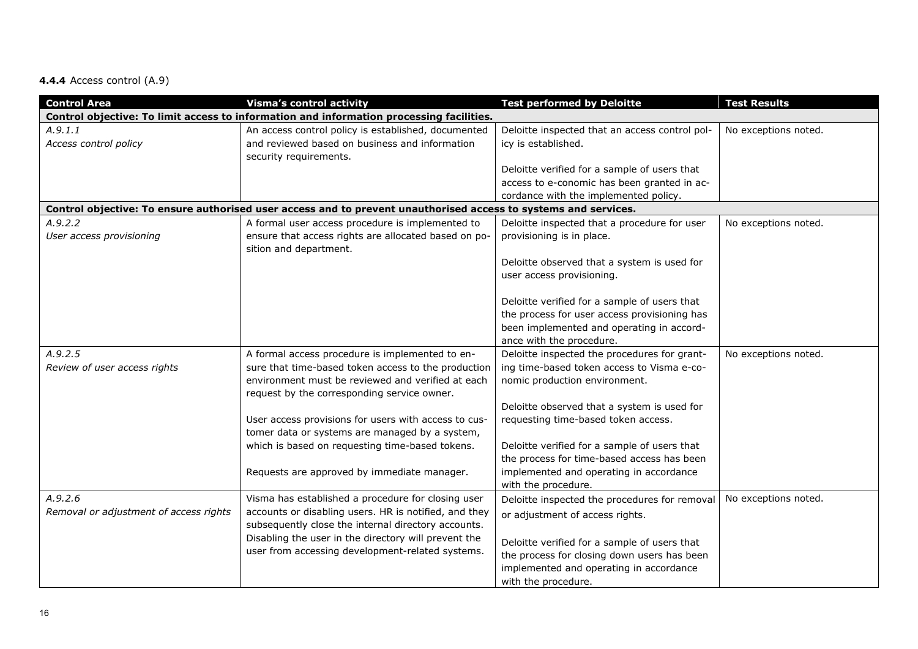**4.4.4** Access control (A.9)

| Control Area | Visma's control activity | Test performed by Deloitte | Test Results |
|---|---|---|---|
| **Control objective: To limit access to information and information processing facilities.** | | | |
| *A.9.1.1*<br>*Access control policy* | An access control policy is established, documented and reviewed based on business and information security requirements. | Deloitte inspected that an access control policy is established.<br><br>Deloitte verified for a sample of users that access to e-conomic has been granted in accordance with the implemented policy. | No exceptions noted. |
| **Control objective: To ensure authorised user access and to prevent unauthorised access to systems and services.** | | | |
| *A.9.2.2*<br>*User access provisioning* | A formal user access procedure is implemented to ensure that access rights are allocated based on position and department. | Deloitte inspected that a procedure for user provisioning is in place.<br><br>Deloitte observed that a system is used for user access provisioning.<br><br>Deloitte verified for a sample of users that the process for user access provisioning has been implemented and operating in accordance with the procedure. | No exceptions noted. |
| *A.9.2.5*<br>*Review of user access rights* | A formal access procedure is implemented to ensure that time-based token access to the production environment must be reviewed and verified at each request by the corresponding service owner.<br><br>User access provisions for users with access to customer data or systems are managed by a system, which is based on requesting time-based tokens.<br><br>Requests are approved by immediate manager. | Deloitte inspected the procedures for granting time-based token access to Visma e-conomic production environment.<br><br>Deloitte observed that a system is used for requesting time-based token access.<br><br>Deloitte verified for a sample of users that the process for time-based access has been implemented and operating in accordance with the procedure. | No exceptions noted. |
| *A.9.2.6*<br>*Removal or adjustment of access rights* | Visma has established a procedure for closing user accounts or disabling users. HR is notified, and they subsequently close the internal directory accounts. Disabling the user in the directory will prevent the user from accessing development-related systems. | Deloitte inspected the procedures for removal or adjustment of access rights.<br><br>Deloitte verified for a sample of users that the process for closing down users has been implemented and operating in accordance with the procedure. | No exceptions noted. |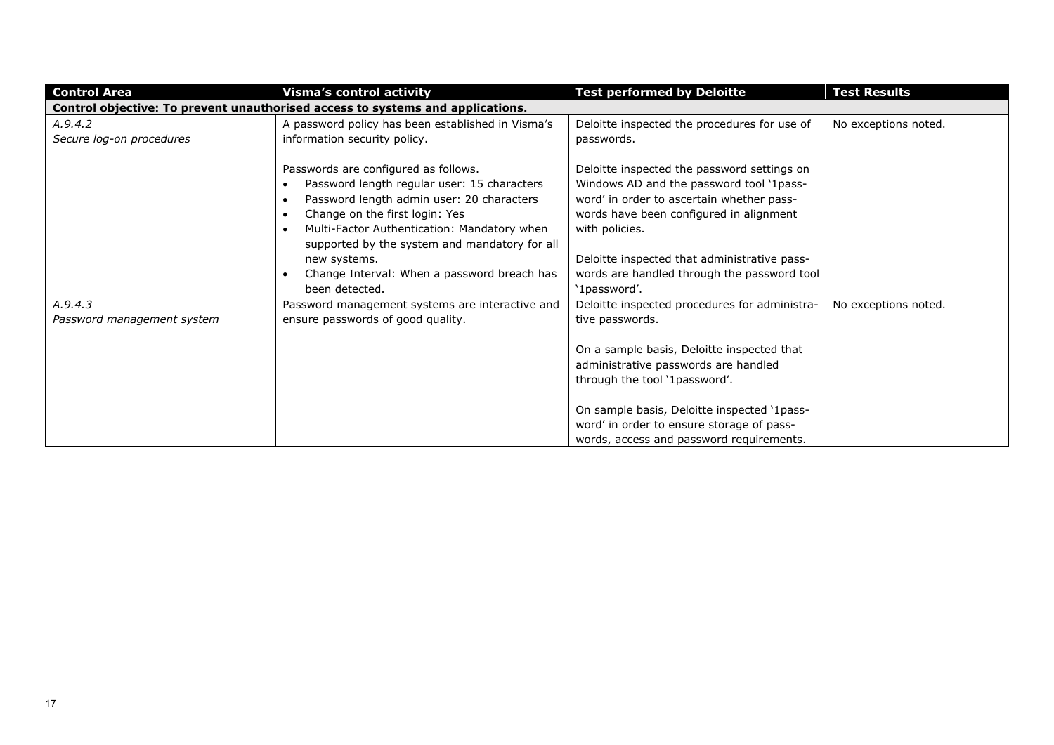| Control Area | Visma's control activity | Test performed by Deloitte | Test Results |
|---|---|---|---|
| **Control objective: To prevent unauthorised access to systems and applications.** | | | |
| *A.9.4.2*<br>*Secure log-on procedures* | A password policy has been established in Visma's information security policy.<br><br>Passwords are configured as follows.<br>• Password length regular user: 15 characters<br>• Password length admin user: 20 characters<br>• Change on the first login: Yes<br>• Multi-Factor Authentication: Mandatory when supported by the system and mandatory for all new systems.<br>• Change Interval: When a password breach has been detected. | Deloitte inspected the procedures for use of passwords.<br><br>Deloitte inspected the password settings on Windows AD and the password tool '1password' in order to ascertain whether passwords have been configured in alignment with policies.<br><br>Deloitte inspected that administrative passwords are handled through the password tool '1password'. | No exceptions noted. |
| *A.9.4.3*<br>*Password management system* | Password management systems are interactive and ensure passwords of good quality. | Deloitte inspected procedures for administrative passwords.<br><br>On a sample basis, Deloitte inspected that administrative passwords are handled through the tool '1password'.<br><br>On sample basis, Deloitte inspected '1password' in order to ensure storage of passwords, access and password requirements. | No exceptions noted. |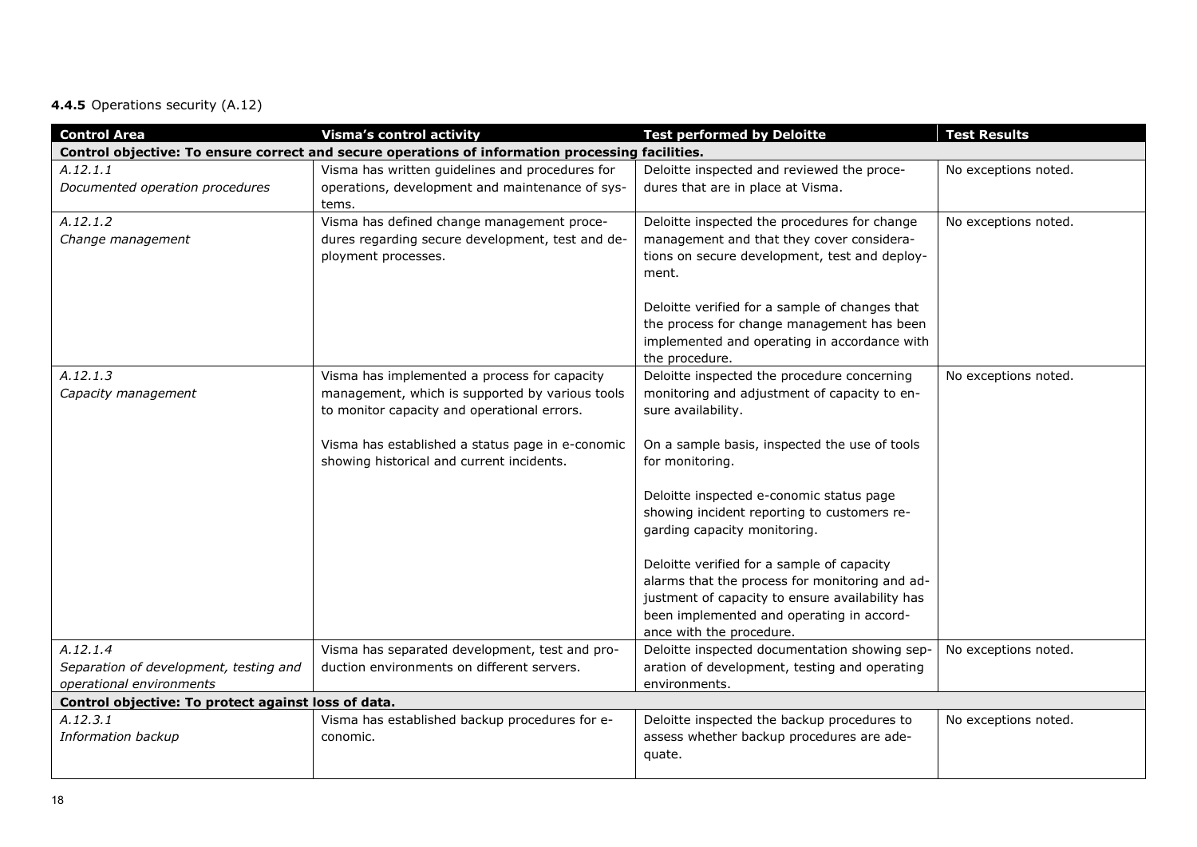**4.4.5** Operations security (A.12)

| Control Area | Visma's control activity | Test performed by Deloitte | Test Results |
|---|---|---|---|
| **Control objective: To ensure correct and secure operations of information processing facilities.** | | | |
| *A.12.1.1*<br>*Documented operation procedures* | Visma has written guidelines and procedures for operations, development and maintenance of systems. | Deloitte inspected and reviewed the procedures that are in place at Visma. | No exceptions noted. |
| *A.12.1.2*<br>*Change management* | Visma has defined change management procedures regarding secure development, test and deployment processes. | Deloitte inspected the procedures for change management and that they cover considerations on secure development, test and deployment.<br><br>Deloitte verified for a sample of changes that the process for change management has been implemented and operating in accordance with the procedure. | No exceptions noted. |
| *A.12.1.3*<br>*Capacity management* | Visma has implemented a process for capacity management, which is supported by various tools to monitor capacity and operational errors.<br><br>Visma has established a status page in e-conomic showing historical and current incidents. | Deloitte inspected the procedure concerning monitoring and adjustment of capacity to ensure availability.<br><br>On a sample basis, inspected the use of tools for monitoring.<br><br>Deloitte inspected e-conomic status page showing incident reporting to customers regarding capacity monitoring.<br><br>Deloitte verified for a sample of capacity alarms that the process for monitoring and adjustment of capacity to ensure availability has been implemented and operating in accordance with the procedure. | No exceptions noted. |
| *A.12.1.4*<br>*Separation of development, testing and operational environments* | Visma has separated development, test and production environments on different servers. | Deloitte inspected documentation showing separation of development, testing and operating environments. | No exceptions noted. |
| **Control objective: To protect against loss of data.** | | | |
| *A.12.3.1*<br>*Information backup* | Visma has established backup procedures for e-conomic. | Deloitte inspected the backup procedures to assess whether backup procedures are adequate. | No exceptions noted. |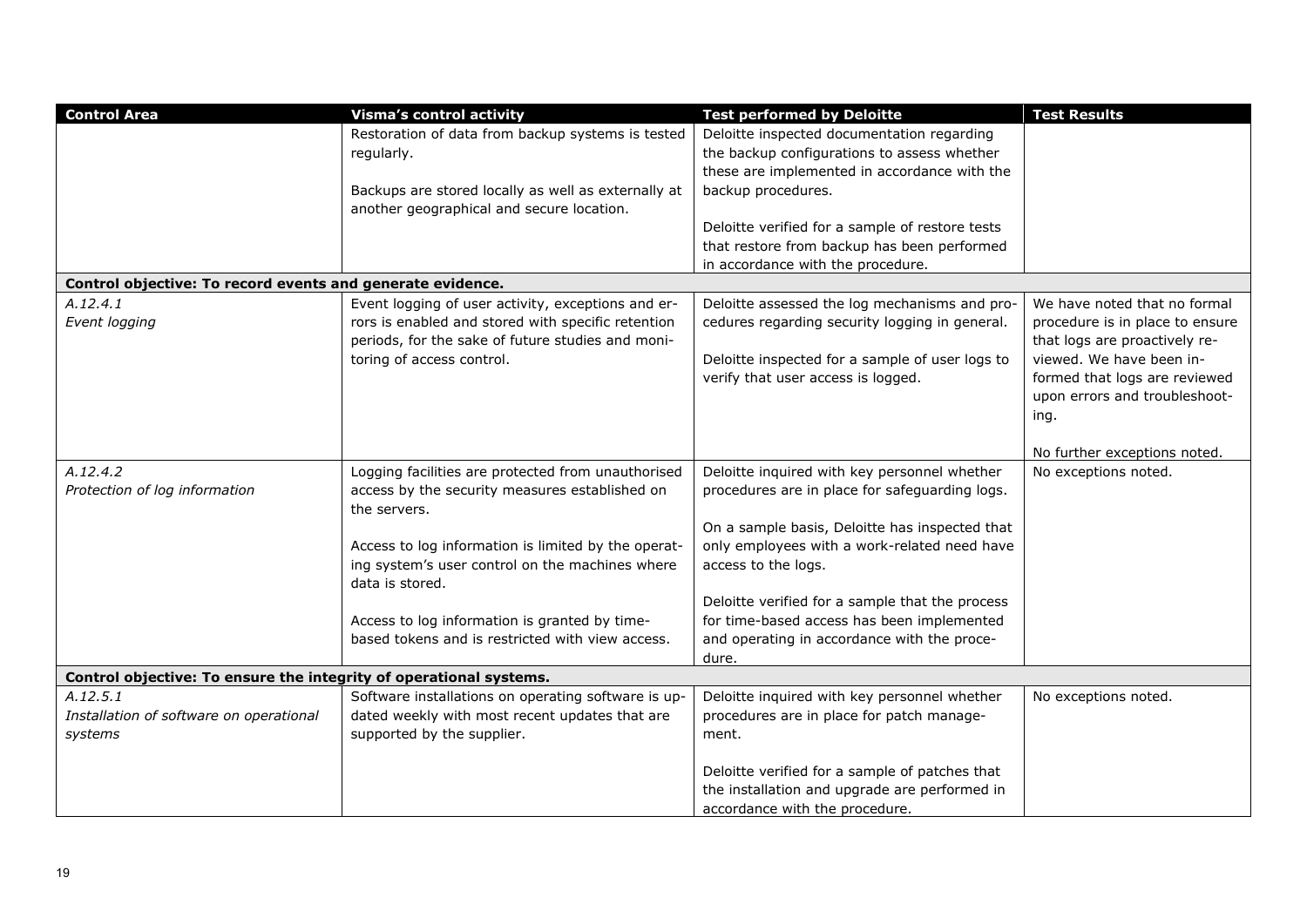| Control Area | Visma's control activity | Test performed by Deloitte | Test Results |
|---|---|---|---|
| | Restoration of data from backup systems is tested regularly.<br><br>Backups are stored locally as well as externally at another geographical and secure location. | Deloitte inspected documentation regarding the backup configurations to assess whether these are implemented in accordance with the backup procedures.<br><br>Deloitte verified for a sample of restore tests that restore from backup has been performed in accordance with the procedure. | |
| **Control objective: To record events and generate evidence.** | | | |
| *A.12.4.1*<br>*Event logging* | Event logging of user activity, exceptions and errors is enabled and stored with specific retention periods, for the sake of future studies and monitoring of access control. | Deloitte assessed the log mechanisms and procedures regarding security logging in general.<br><br>Deloitte inspected for a sample of user logs to verify that user access is logged. | We have noted that no formal procedure is in place to ensure that logs are proactively reviewed. We have been informed that logs are reviewed upon errors and troubleshooting.<br><br>No further exceptions noted. |
| *A.12.4.2*<br>*Protection of log information* | Logging facilities are protected from unauthorised access by the security measures established on the servers.<br><br>Access to log information is limited by the operating system's user control on the machines where data is stored.<br><br>Access to log information is granted by time-based tokens and is restricted with view access. | Deloitte inquired with key personnel whether procedures are in place for safeguarding logs.<br><br>On a sample basis, Deloitte has inspected that only employees with a work-related need have access to the logs.<br><br>Deloitte verified for a sample that the process for time-based access has been implemented and operating in accordance with the procedure. | No exceptions noted. |
| **Control objective: To ensure the integrity of operational systems.** | | | |
| *A.12.5.1*<br>*Installation of software on operational systems* | Software installations on operating software is updated weekly with most recent updates that are supported by the supplier. | Deloitte inquired with key personnel whether procedures are in place for patch management.<br><br>Deloitte verified for a sample of patches that the installation and upgrade are performed in accordance with the procedure. | No exceptions noted. |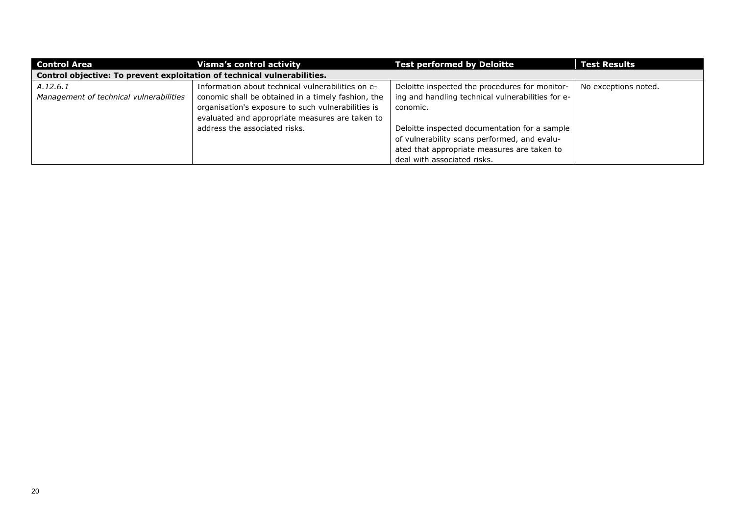| Control Area | Visma's control activity | Test performed by Deloitte | Test Results |
|---|---|---|---|
| **Control objective: To prevent exploitation of technical vulnerabilities.** | | | |
| *A.12.6.1*<br>*Management of technical vulnerabilities* | Information about technical vulnerabilities on e-conomic shall be obtained in a timely fashion, the organisation's exposure to such vulnerabilities is evaluated and appropriate measures are taken to address the associated risks. | Deloitte inspected the procedures for monitoring and handling technical vulnerabilities for e-conomic.<br><br>Deloitte inspected documentation for a sample of vulnerability scans performed, and evaluated that appropriate measures are taken to deal with associated risks. | No exceptions noted. |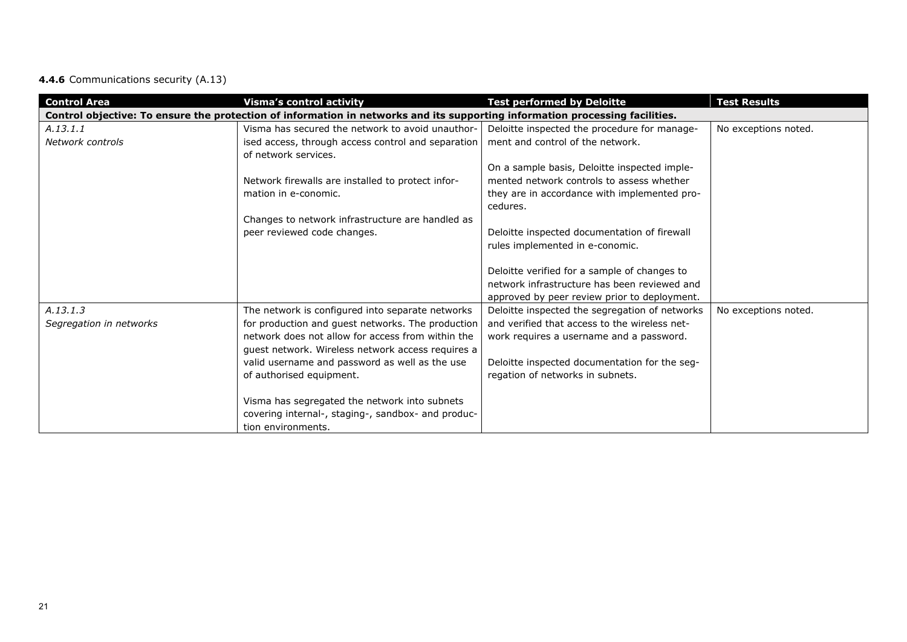**4.4.6** Communications security (A.13)

| Control Area | Visma's control activity | Test performed by Deloitte | Test Results |
|---|---|---|---|
| **Control objective: To ensure the protection of information in networks and its supporting information processing facilities.** | | | |
| *A.13.1.1*<br>*Network controls* | Visma has secured the network to avoid unauthorised access, through access control and separation of network services.<br><br>Network firewalls are installed to protect information in e-conomic.<br><br>Changes to network infrastructure are handled as peer reviewed code changes. | Deloitte inspected the procedure for management and control of the network.<br><br>On a sample basis, Deloitte inspected implemented network controls to assess whether they are in accordance with implemented procedures.<br><br>Deloitte inspected documentation of firewall rules implemented in e-conomic.<br><br>Deloitte verified for a sample of changes to network infrastructure has been reviewed and approved by peer review prior to deployment. | No exceptions noted. |
| *A.13.1.3*<br>*Segregation in networks* | The network is configured into separate networks for production and guest networks. The production network does not allow for access from within the guest network. Wireless network access requires a valid username and password as well as the use of authorised equipment.<br><br>Visma has segregated the network into subnets covering internal-, staging-, sandbox- and production environments. | Deloitte inspected the segregation of networks and verified that access to the wireless network requires a username and a password.<br><br>Deloitte inspected documentation for the segregation of networks in subnets. | No exceptions noted. |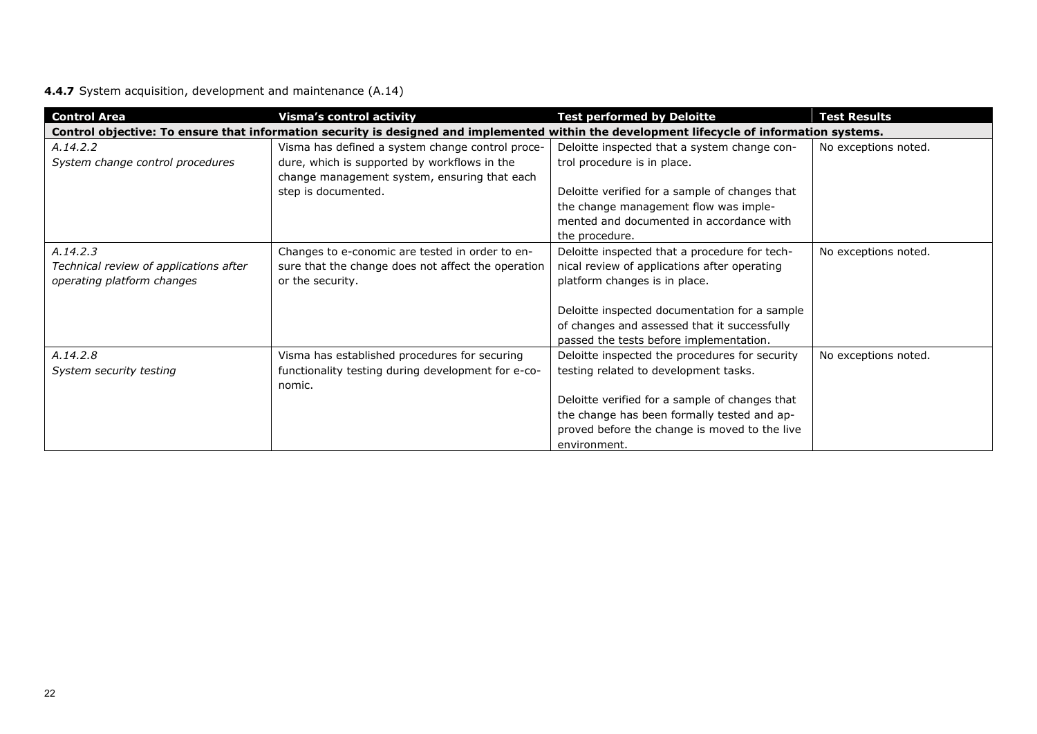**4.4.7** System acquisition, development and maintenance (A.14)

| Control Area | Visma's control activity | Test performed by Deloitte | Test Results |
|---|---|---|---|
| **Control objective: To ensure that information security is designed and implemented within the development lifecycle of information systems.** | | | |
| *A.14.2.2*<br>*System change control procedures* | Visma has defined a system change control procedure, which is supported by workflows in the change management system, ensuring that each step is documented. | Deloitte inspected that a system change control procedure is in place.<br><br>Deloitte verified for a sample of changes that the change management flow was implemented and documented in accordance with the procedure. | No exceptions noted. |
| *A.14.2.3*<br>*Technical review of applications after operating platform changes* | Changes to e-conomic are tested in order to ensure that the change does not affect the operation or the security. | Deloitte inspected that a procedure for technical review of applications after operating platform changes is in place.<br><br>Deloitte inspected documentation for a sample of changes and assessed that it successfully passed the tests before implementation. | No exceptions noted. |
| *A.14.2.8*<br>*System security testing* | Visma has established procedures for securing functionality testing during development for e-conomic. | Deloitte inspected the procedures for security testing related to development tasks.<br><br>Deloitte verified for a sample of changes that the change has been formally tested and approved before the change is moved to the live environment. | No exceptions noted. |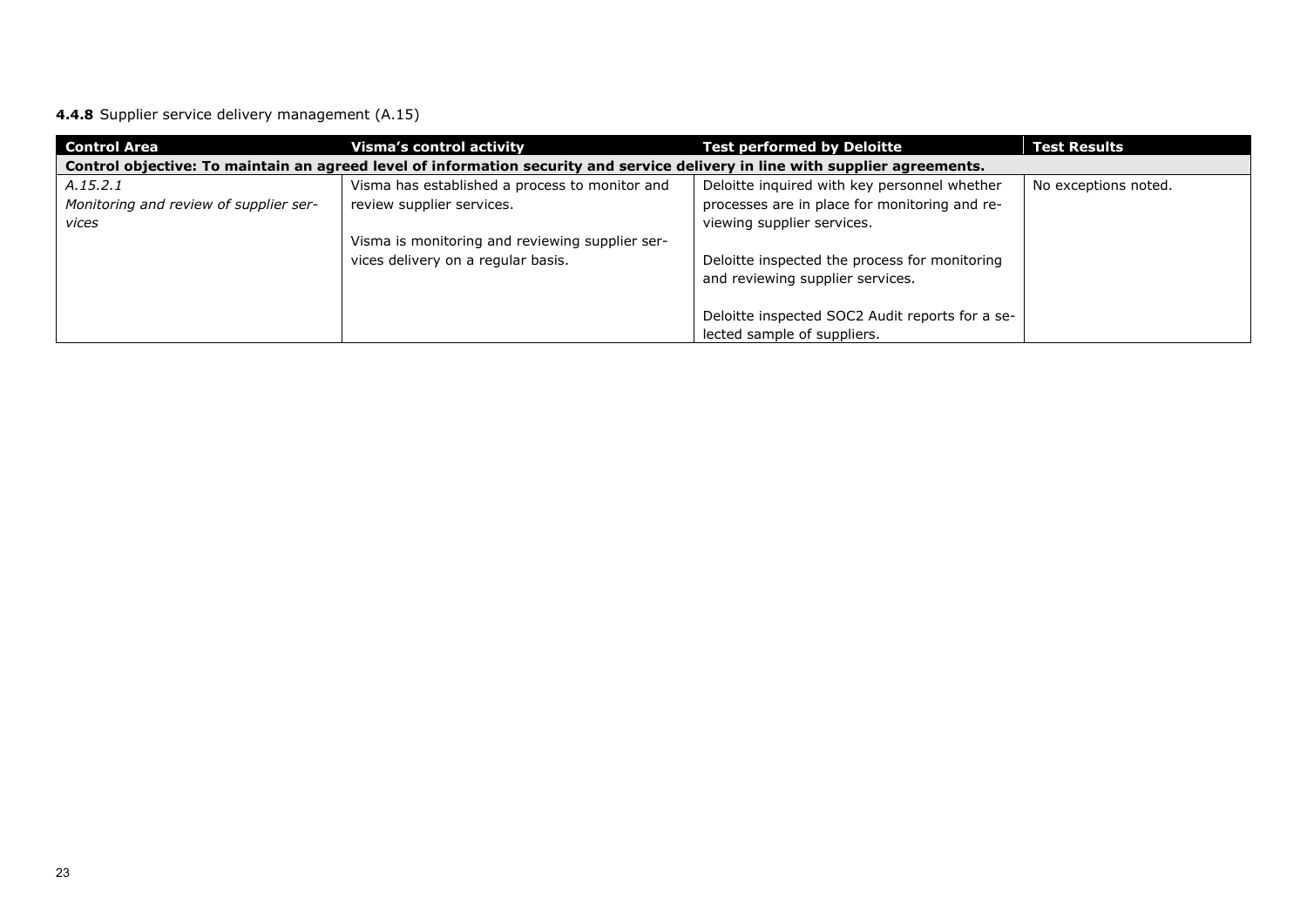**4.4.8** Supplier service delivery management (A.15)

| Control Area | Visma's control activity | Test performed by Deloitte | Test Results |
|---|---|---|---|
| **Control objective: To maintain an agreed level of information security and service delivery in line with supplier agreements.** | | | |
| *A.15.2.1*<br>*Monitoring and review of supplier services* | Visma has established a process to monitor and review supplier services.<br><br>Visma is monitoring and reviewing supplier services delivery on a regular basis. | Deloitte inquired with key personnel whether processes are in place for monitoring and reviewing supplier services.<br><br>Deloitte inspected the process for monitoring and reviewing supplier services.<br><br>Deloitte inspected SOC2 Audit reports for a selected sample of suppliers. | No exceptions noted. |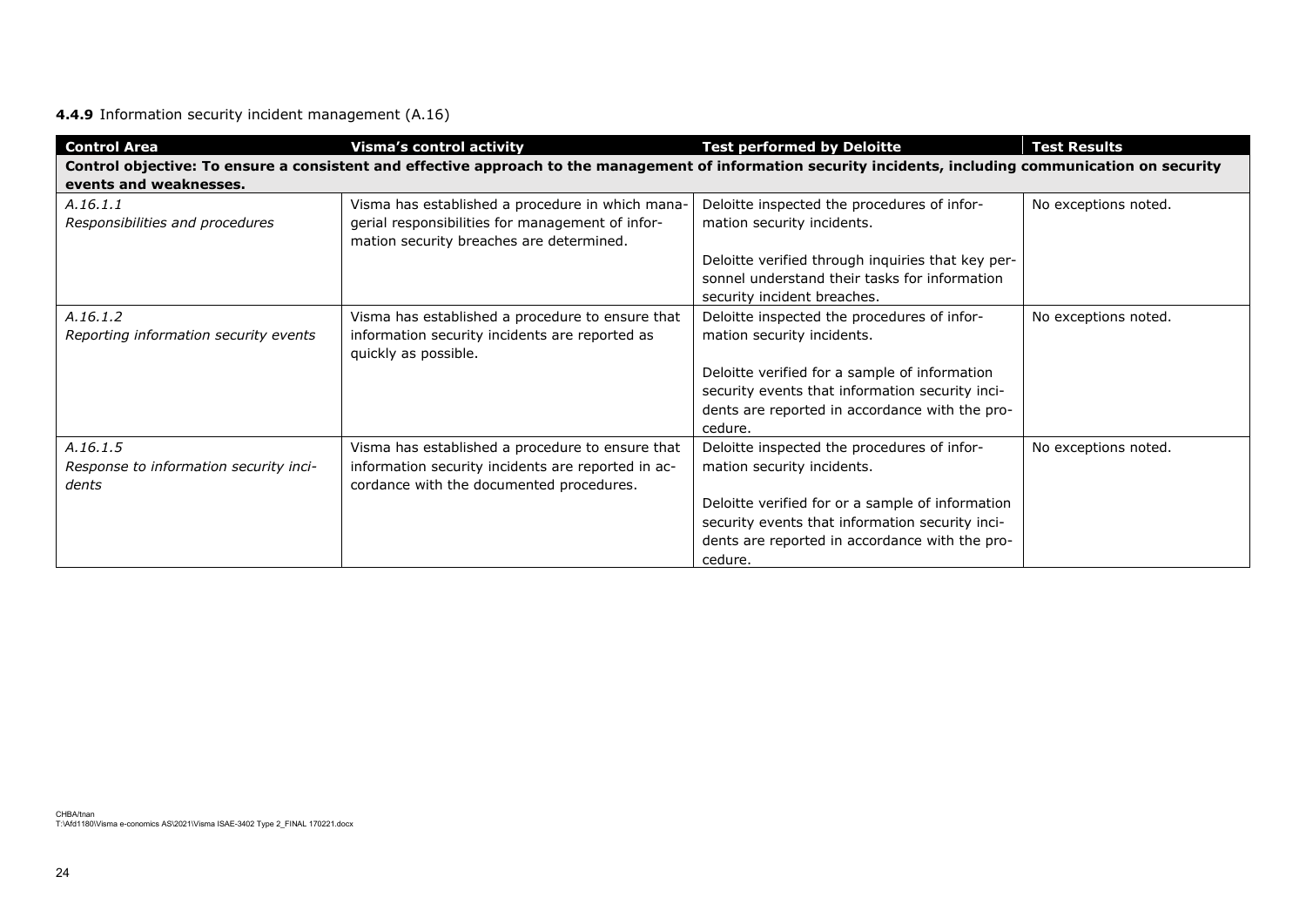**4.4.9** Information security incident management (A.16)

| Control Area | Visma's control activity | Test performed by Deloitte | Test Results |
|---|---|---|---|
| **Control objective: To ensure a consistent and effective approach to the management of information security incidents, including communication on security events and weaknesses.** | | | |
| *A.16.1.1*<br>*Responsibilities and procedures* | Visma has established a procedure in which managerial responsibilities for management of information security breaches are determined. | Deloitte inspected the procedures of information security incidents.<br><br>Deloitte verified through inquiries that key personnel understand their tasks for information security incident breaches. | No exceptions noted. |
| *A.16.1.2*<br>*Reporting information security events* | Visma has established a procedure to ensure that information security incidents are reported as quickly as possible. | Deloitte inspected the procedures of information security incidents.<br><br>Deloitte verified for a sample of information security events that information security incidents are reported in accordance with the procedure. | No exceptions noted. |
| *A.16.1.5*<br>*Response to information security incidents* | Visma has established a procedure to ensure that information security incidents are reported in accordance with the documented procedures. | Deloitte inspected the procedures of information security incidents.<br><br>Deloitte verified for or a sample of information security events that information security incidents are reported in accordance with the procedure. | No exceptions noted. |

CHBA/tnan
T:\Afd1180\Visma e-conomics AS\2021\Visma ISAE-3402 Type 2_FINAL 170221.docx